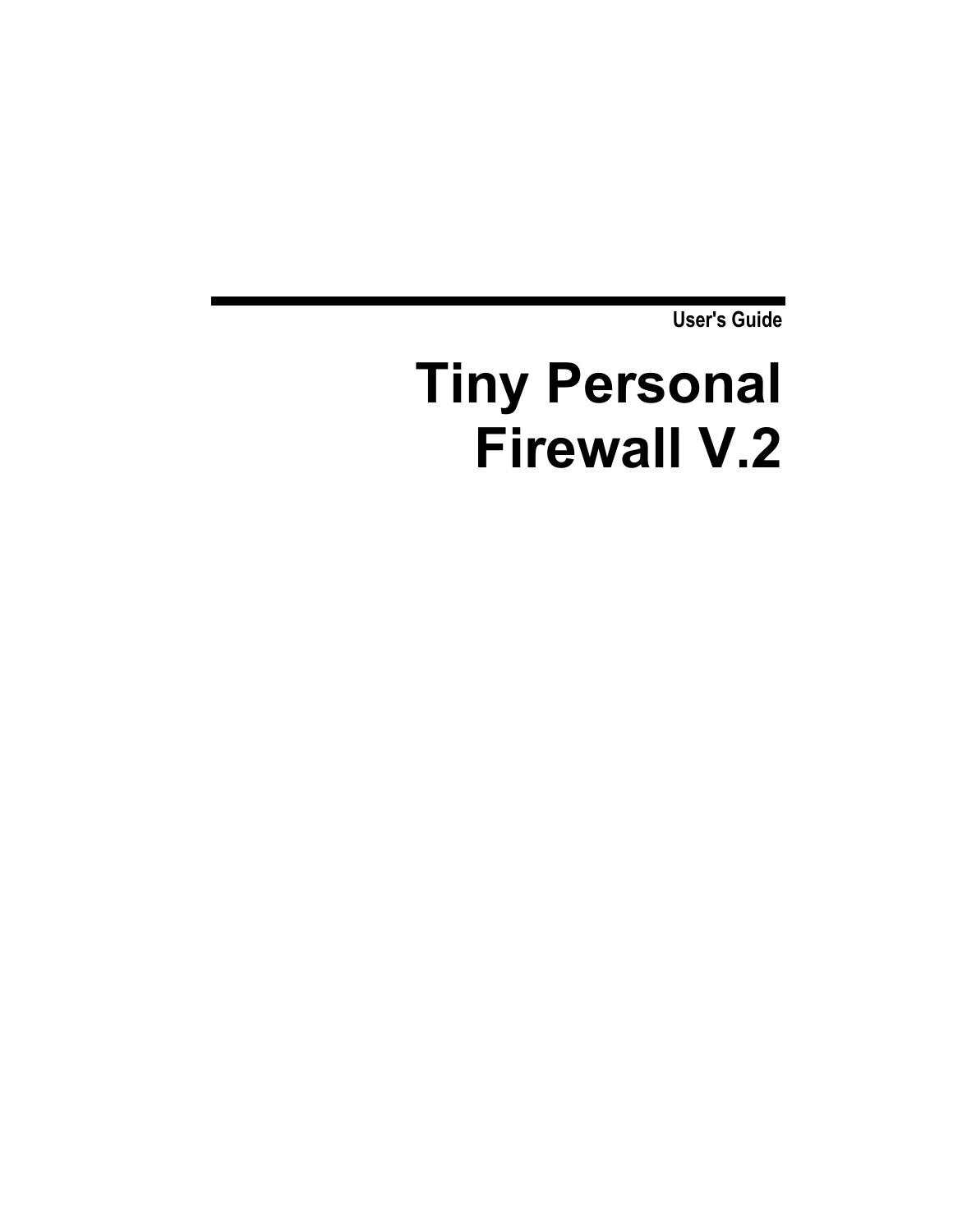User's Guide

# Tiny Personal Firewall V.2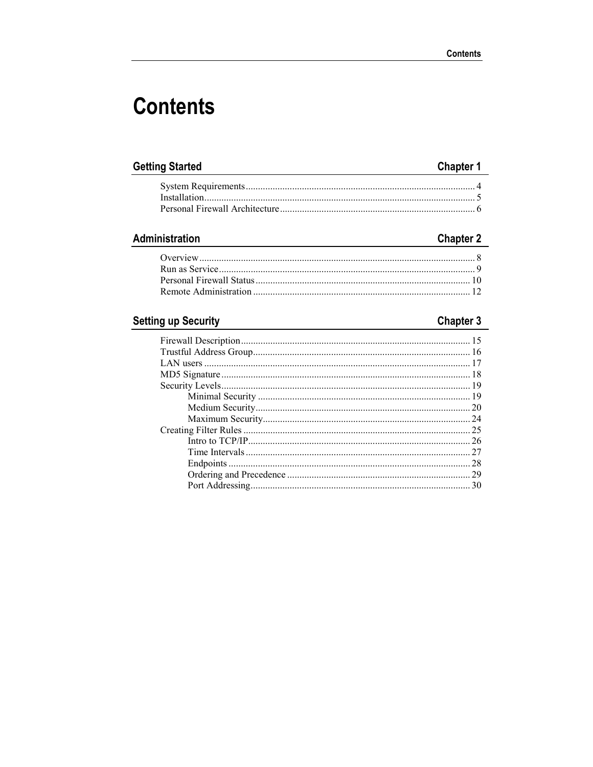# Contents

## Getting Started — Chapter 1

- System Requirements ... 4
- Installation ... 5
- Personal Firewall Architecture ... 6

## Administration — Chapter 2

- Overview ... 8
- Run as Service ... 9
- Personal Firewall Status ... 10
- Remote Administration ... 12

## Setting up Security — Chapter 3

- Firewall Description ... 15
- Trustful Address Group ... 16
- LAN users ... 17
- MD5 Signature ... 18
- Security Levels ... 19
  - Minimal Security ... 19
  - Medium Security ... 20
  - Maximum Security ... 24
- Creating Filter Rules ... 25
  - Intro to TCP/IP ... 26
  - Time Intervals ... 27
  - Endpoints ... 28
  - Ordering and Precedence ... 29
  - Port Addressing ... 30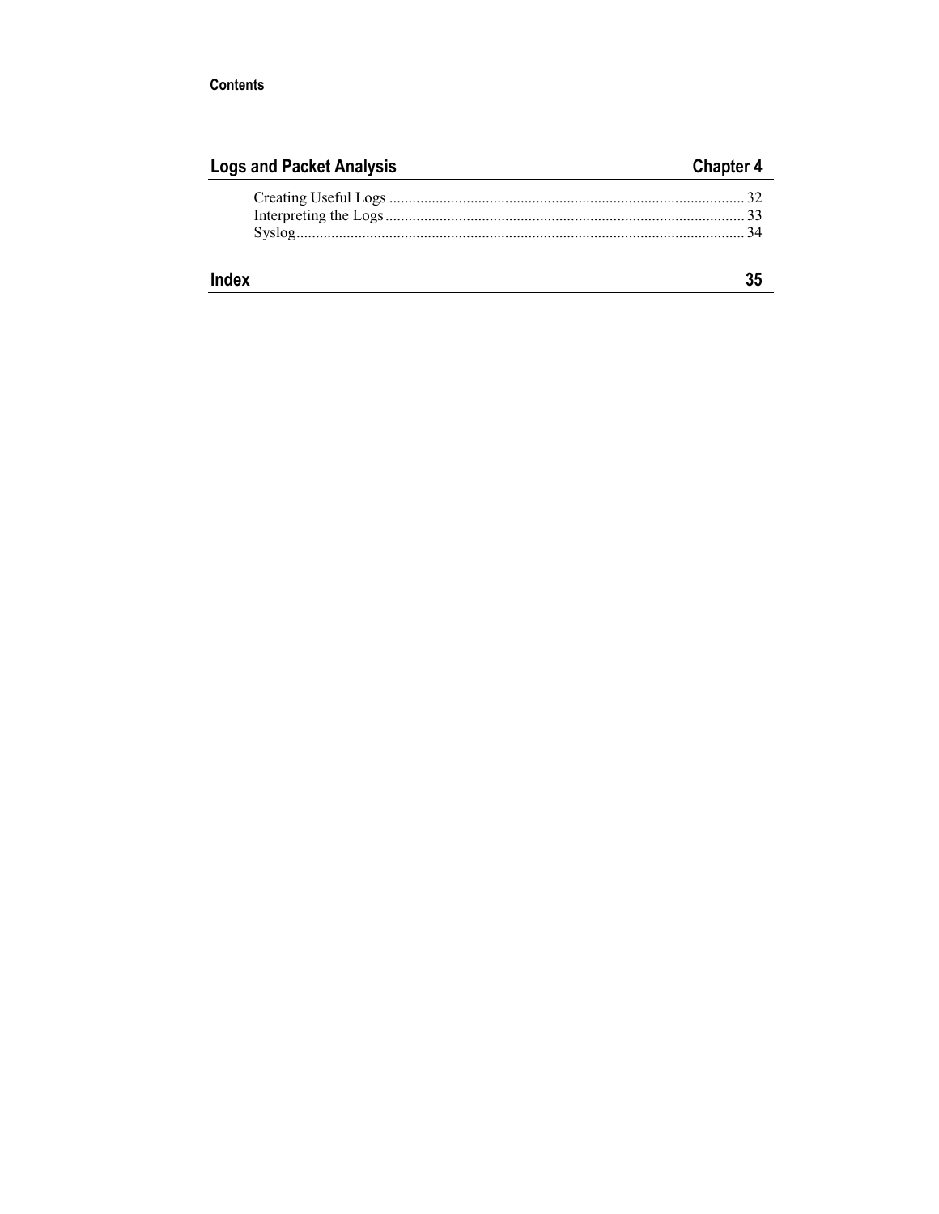## Logs and Packet Analysis — Chapter 4

- Creating Useful Logs ........................................................................................ 32
- Interpreting the Logs ........................................................................................ 33
- Syslog ................................................................................................................ 34

## Index — 35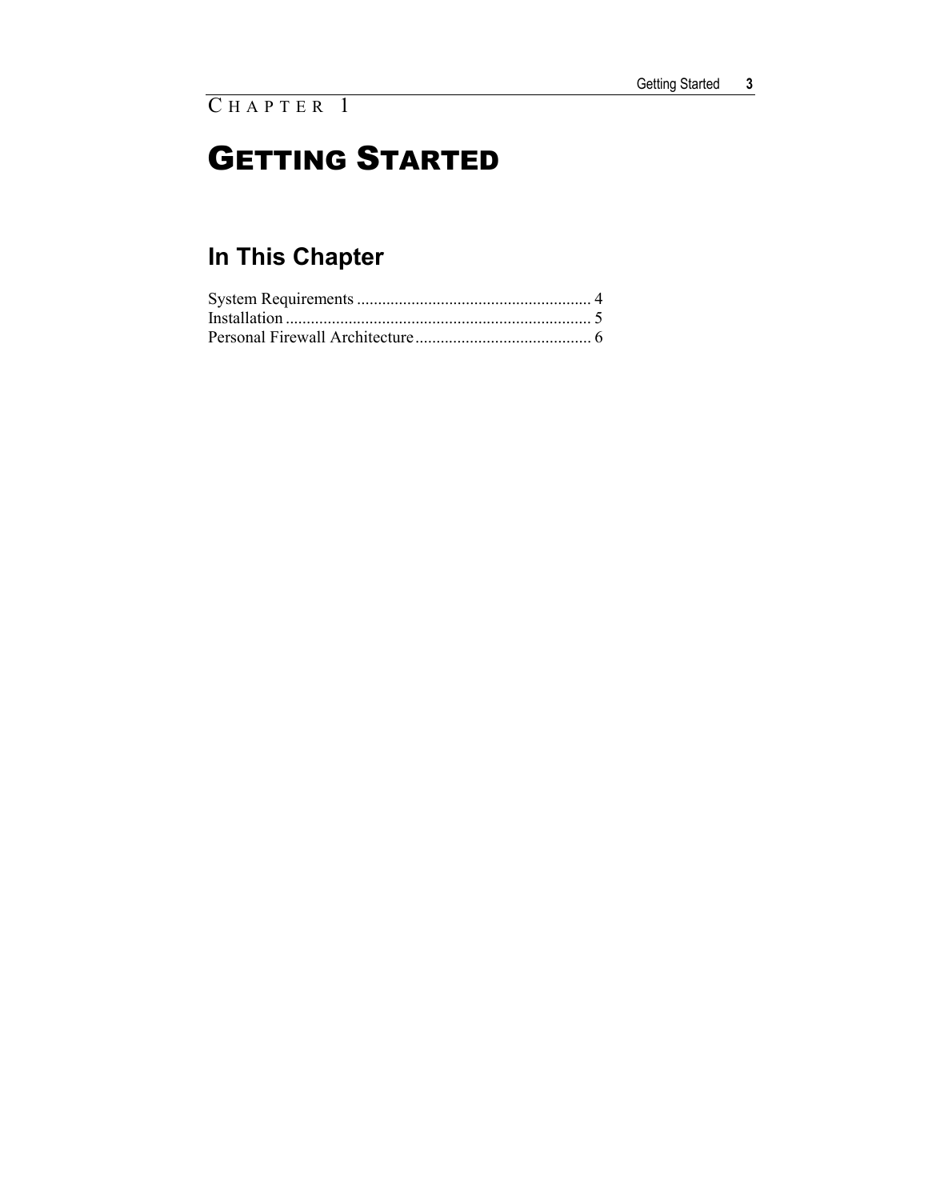CHAPTER 1

# Getting Started

## In This Chapter

System Requirements ........................................................ 4
Installation ......................................................................... 5
Personal Firewall Architecture .......................................... 6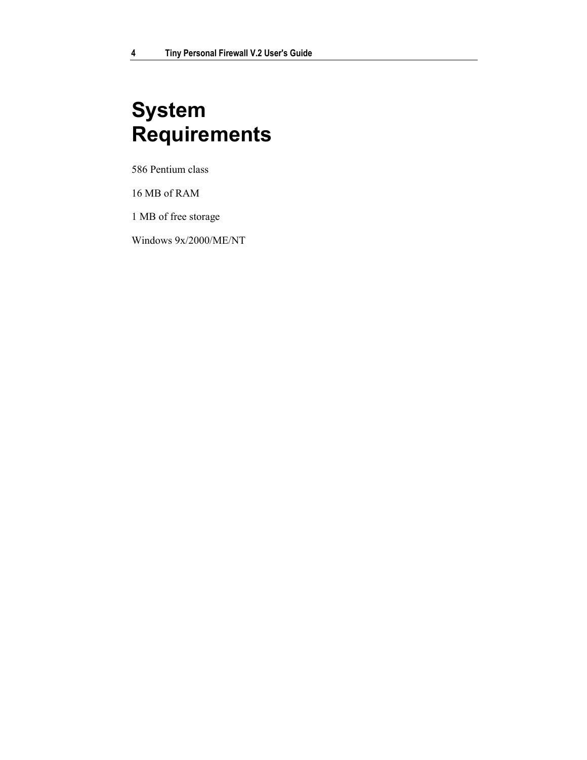# System Requirements

586 Pentium class

16 MB of RAM

1 MB of free storage

Windows 9x/2000/ME/NT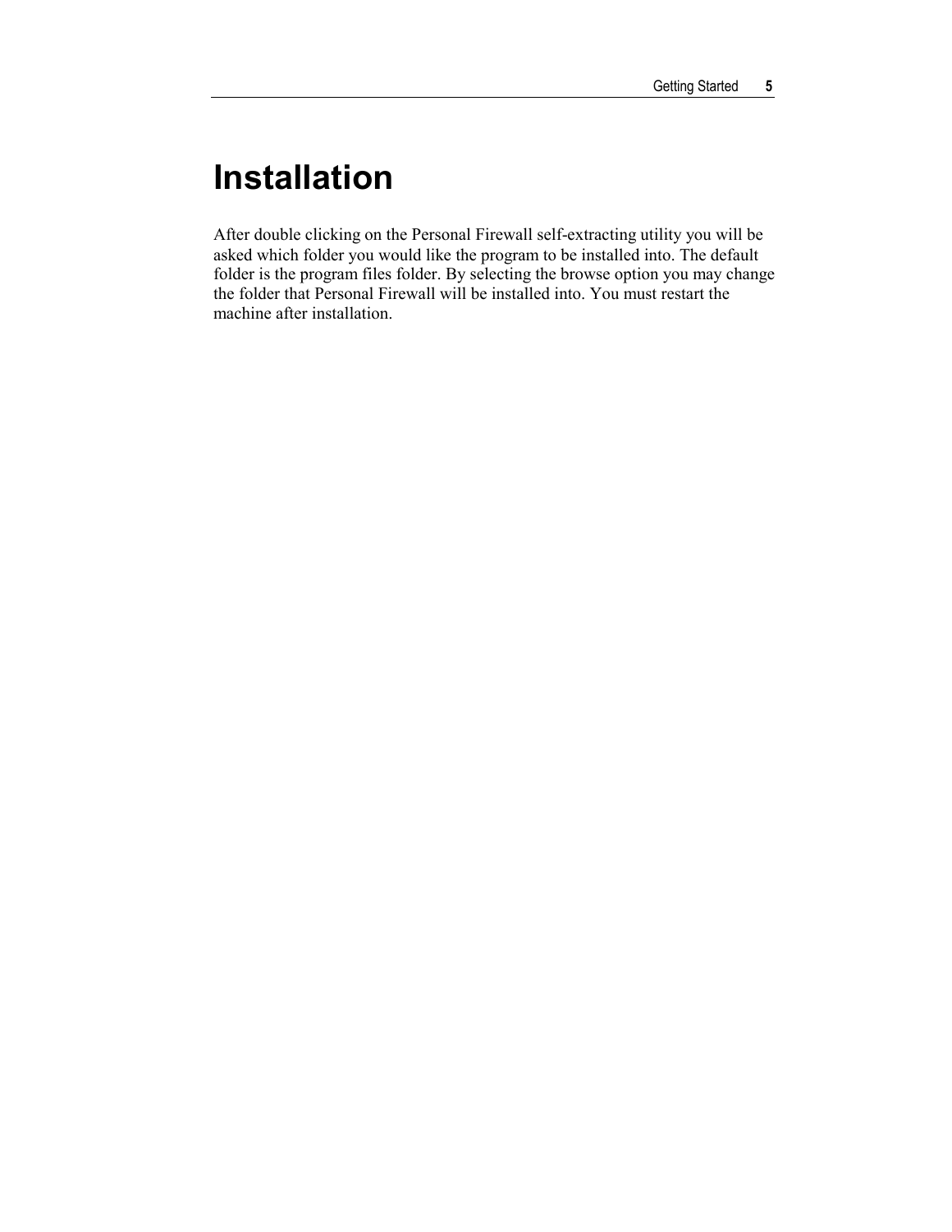# Installation

After double clicking on the Personal Firewall self-extracting utility you will be asked which folder you would like the program to be installed into. The default folder is the program files folder. By selecting the browse option you may change the folder that Personal Firewall will be installed into. You must restart the machine after installation.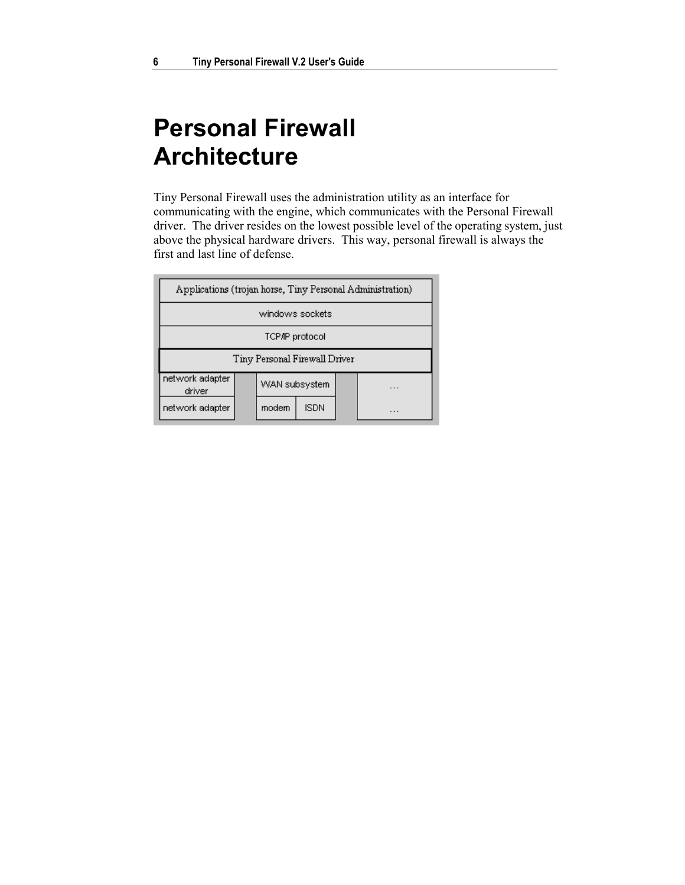# Personal Firewall Architecture

Tiny Personal Firewall uses the administration utility as an interface for communicating with the engine, which communicates with the Personal Firewall driver. The driver resides on the lowest possible level of the operating system, just above the physical hardware drivers. This way, personal firewall is always the first and last line of defense.

| Applications (trojan horse, Tiny Personal Administration) | | | |
|---|---|---|---|
| windows sockets | | | |
| TCP/IP protocol | | | |
| Tiny Personal Firewall Driver | | | |
| network adapter driver | WAN subsystem | | … |
| network adapter | modem | ISDN | … |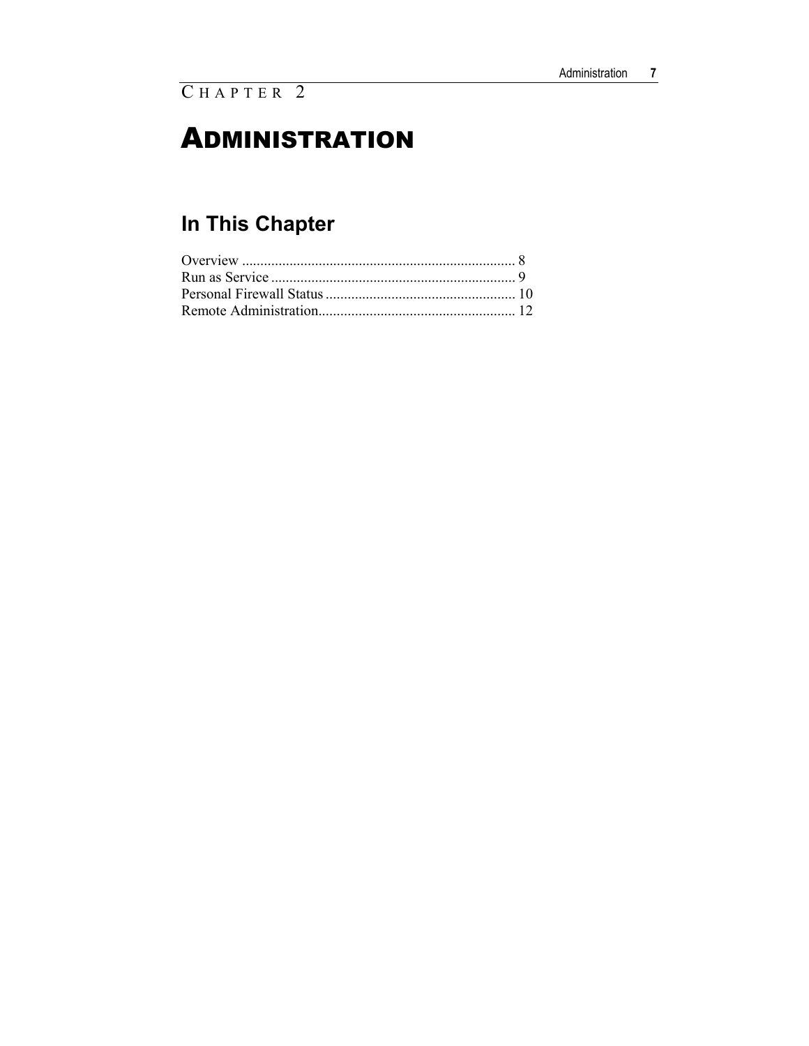CHAPTER 2

# ADMINISTRATION

## In This Chapter

Overview ........................................................................... 8
Run as Service ................................................................... 9
Personal Firewall Status .................................................... 10
Remote Administration...................................................... 12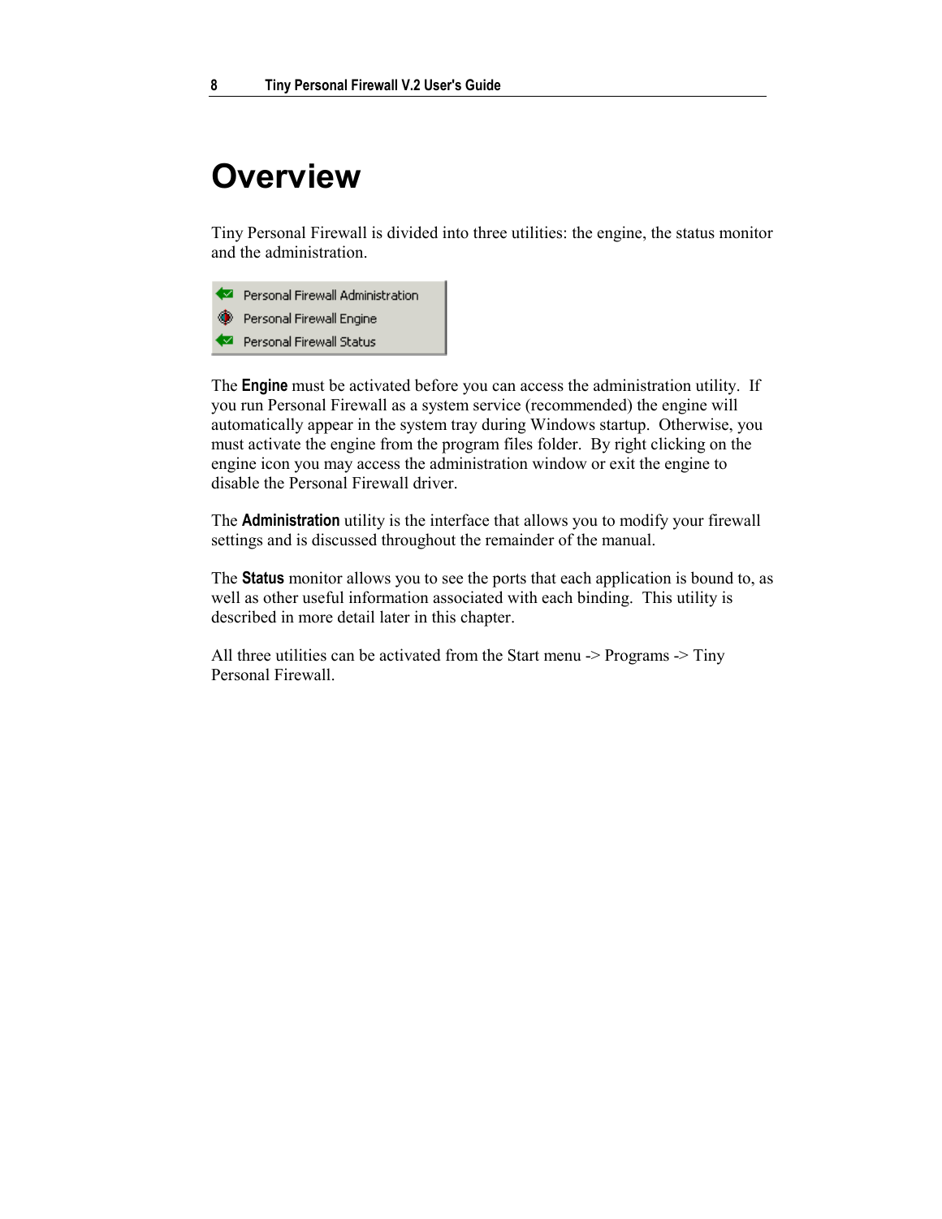# Overview

Tiny Personal Firewall is divided into three utilities: the engine, the status monitor and the administration.

Personal Firewall Administration
Personal Firewall Engine
Personal Firewall Status

The **Engine** must be activated before you can access the administration utility. If you run Personal Firewall as a system service (recommended) the engine will automatically appear in the system tray during Windows startup. Otherwise, you must activate the engine from the program files folder. By right clicking on the engine icon you may access the administration window or exit the engine to disable the Personal Firewall driver.

The **Administration** utility is the interface that allows you to modify your firewall settings and is discussed throughout the remainder of the manual.

The **Status** monitor allows you to see the ports that each application is bound to, as well as other useful information associated with each binding. This utility is described in more detail later in this chapter.

All three utilities can be activated from the Start menu -> Programs -> Tiny Personal Firewall.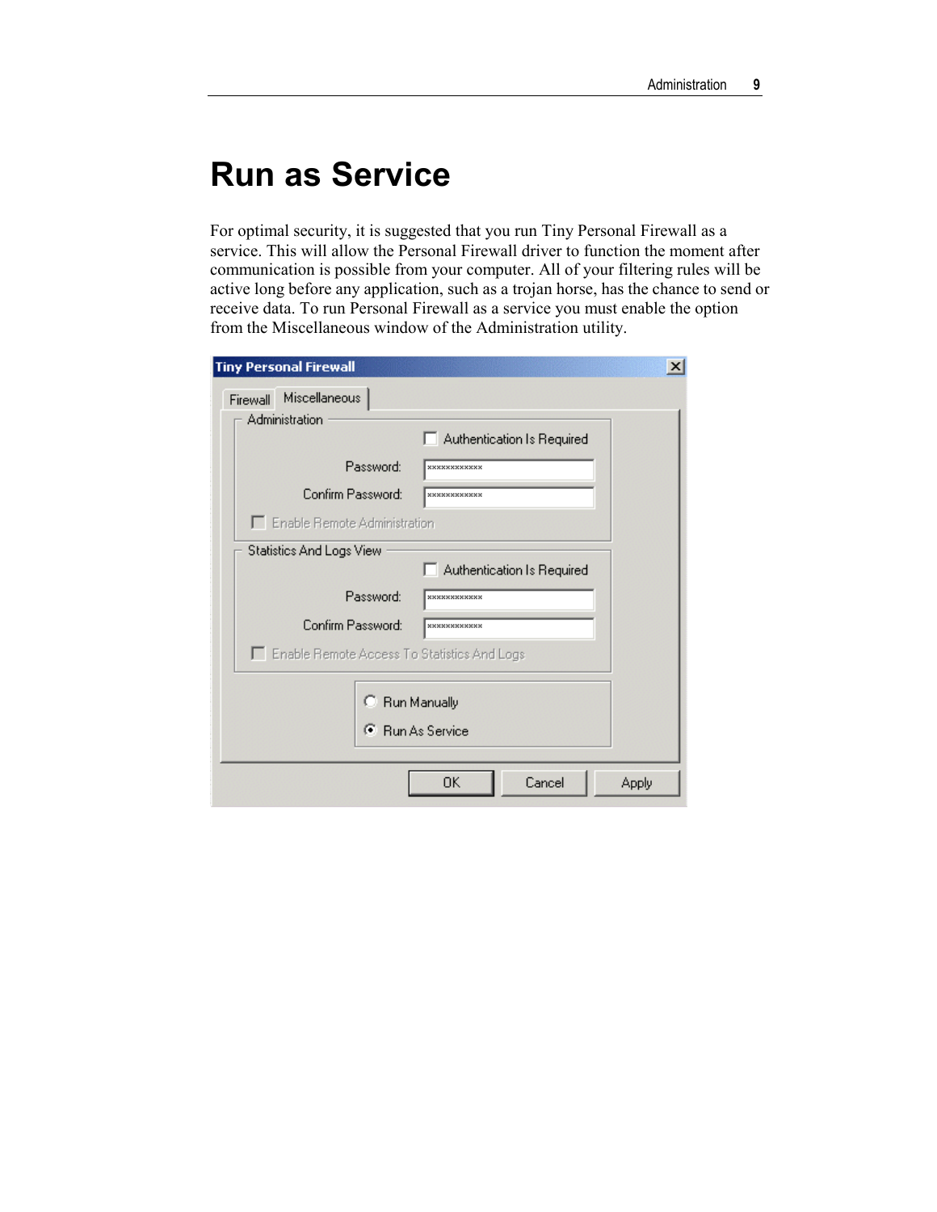# Run as Service

For optimal security, it is suggested that you run Tiny Personal Firewall as a service. This will allow the Personal Firewall driver to function the moment after communication is possible from your computer. All of your filtering rules will be active long before any application, such as a trojan horse, has the chance to send or receive data. To run Personal Firewall as a service you must enable the option from the Miscellaneous window of the Administration utility.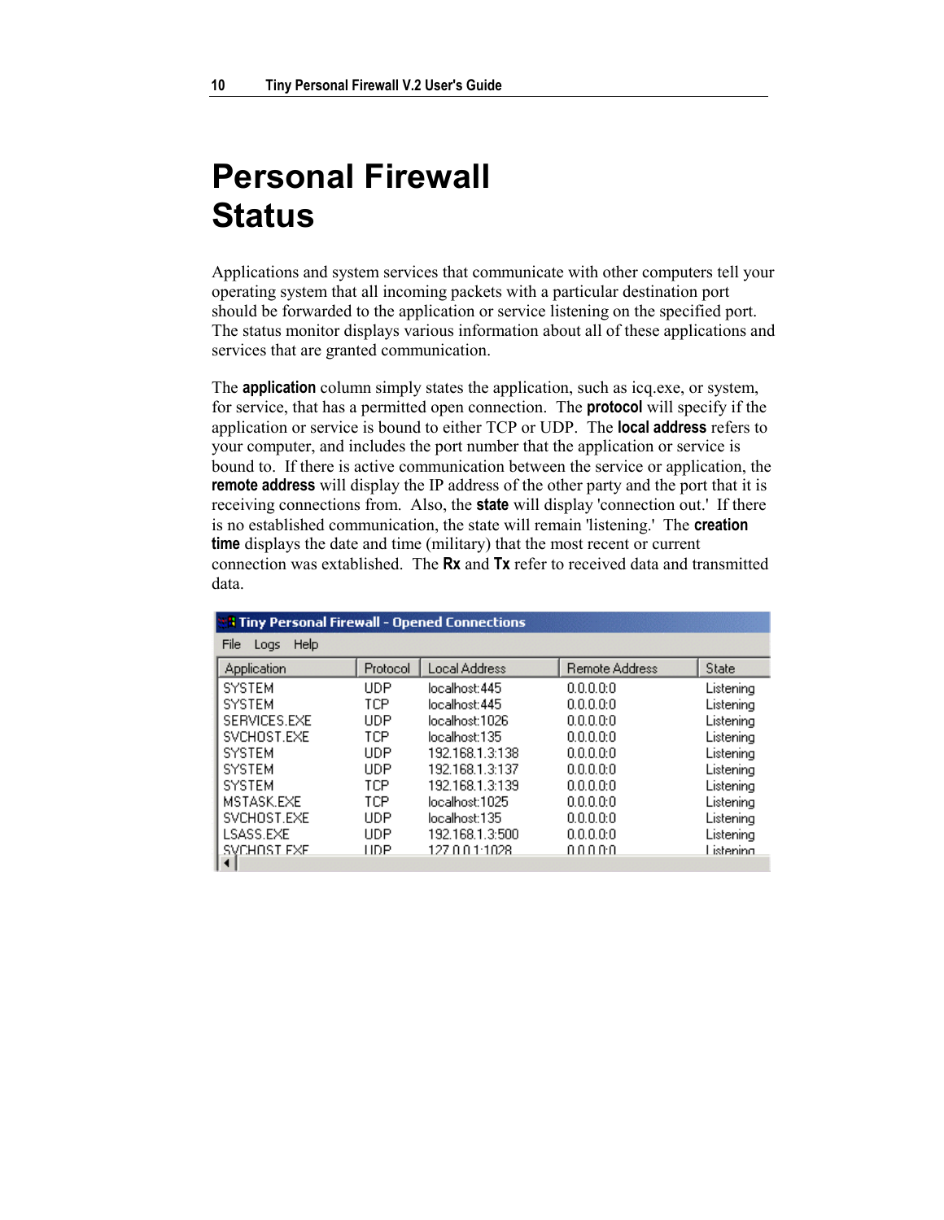# Personal Firewall Status

Applications and system services that communicate with other computers tell your operating system that all incoming packets with a particular destination port should be forwarded to the application or service listening on the specified port. The status monitor displays various information about all of these applications and services that are granted communication.

The **application** column simply states the application, such as icq.exe, or system, for service, that has a permitted open connection. The **protocol** will specify if the application or service is bound to either TCP or UDP. The **local address** refers to your computer, and includes the port number that the application or service is bound to. If there is active communication between the service or application, the **remote address** will display the IP address of the other party and the port that it is receiving connections from. Also, the **state** will display 'connection out.' If there is no established communication, the state will remain 'listening.' The **creation time** displays the date and time (military) that the most recent or current connection was extablished. The **Rx** and **Tx** refer to received data and transmitted data.

Tiny Personal Firewall - Opened Connections

File Logs Help

| Application | Protocol | Local Address | Remote Address | State |
|---|---|---|---|---|
| SYSTEM | UDP | localhost:445 | 0.0.0.0:0 | Listening |
| SYSTEM | TCP | localhost:445 | 0.0.0.0:0 | Listening |
| SERVICES.EXE | UDP | localhost:1026 | 0.0.0.0:0 | Listening |
| SVCHOST.EXE | TCP | localhost:135 | 0.0.0.0:0 | Listening |
| SYSTEM | UDP | 192.168.1.3:138 | 0.0.0.0:0 | Listening |
| SYSTEM | UDP | 192.168.1.3:137 | 0.0.0.0:0 | Listening |
| SYSTEM | TCP | 192.168.1.3:139 | 0.0.0.0:0 | Listening |
| MSTASK.EXE | TCP | localhost:1025 | 0.0.0.0:0 | Listening |
| SVCHOST.EXE | UDP | localhost:135 | 0.0.0.0:0 | Listening |
| LSASS.EXE | UDP | 192.168.1.3:500 | 0.0.0.0:0 | Listening |
| SVCHOST.EXE | UDP | 127.0.0.1:1028 | 0.0.0.0:0 | Listening |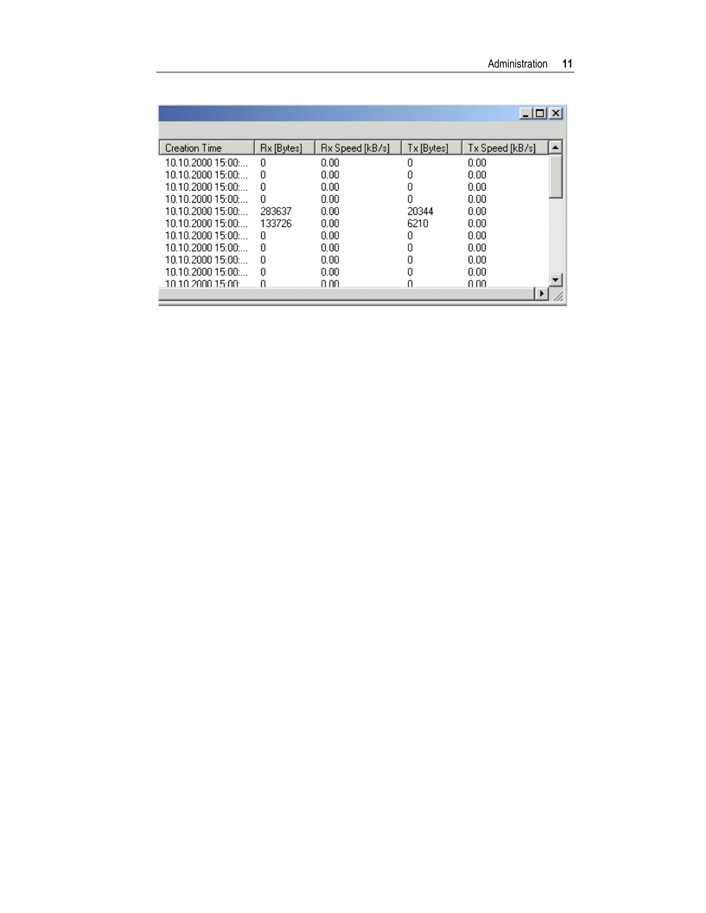| Creation Time | Rx [Bytes] | Rx Speed [kB/s] | Tx [Bytes] | Tx Speed [kB/s] |
|---|---|---|---|---|
| 10.10.2000 15:00:... | 0 | 0.00 | 0 | 0.00 |
| 10.10.2000 15:00:... | 0 | 0.00 | 0 | 0.00 |
| 10.10.2000 15:00:... | 0 | 0.00 | 0 | 0.00 |
| 10.10.2000 15:00:... | 0 | 0.00 | 0 | 0.00 |
| 10.10.2000 15:00:... | 283637 | 0.00 | 20344 | 0.00 |
| 10.10.2000 15:00:... | 133726 | 0.00 | 6210 | 0.00 |
| 10.10.2000 15:00:... | 0 | 0.00 | 0 | 0.00 |
| 10.10.2000 15:00:... | 0 | 0.00 | 0 | 0.00 |
| 10.10.2000 15:00:... | 0 | 0.00 | 0 | 0.00 |
| 10.10.2000 15:00:... | 0 | 0.00 | 0 | 0.00 |
| 10.10.2000 15:00: | 0 | 0.00 | 0 | 0.00 |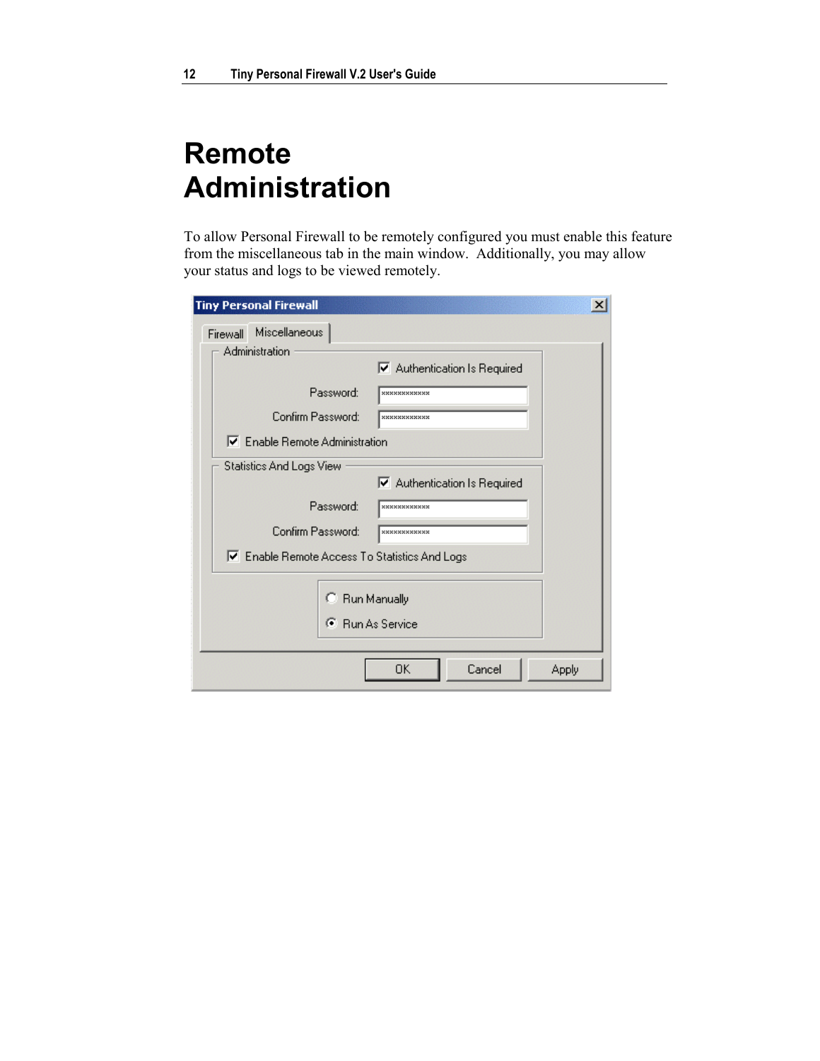# Remote Administration

To allow Personal Firewall to be remotely configured you must enable this feature from the miscellaneous tab in the main window. Additionally, you may allow your status and logs to be viewed remotely.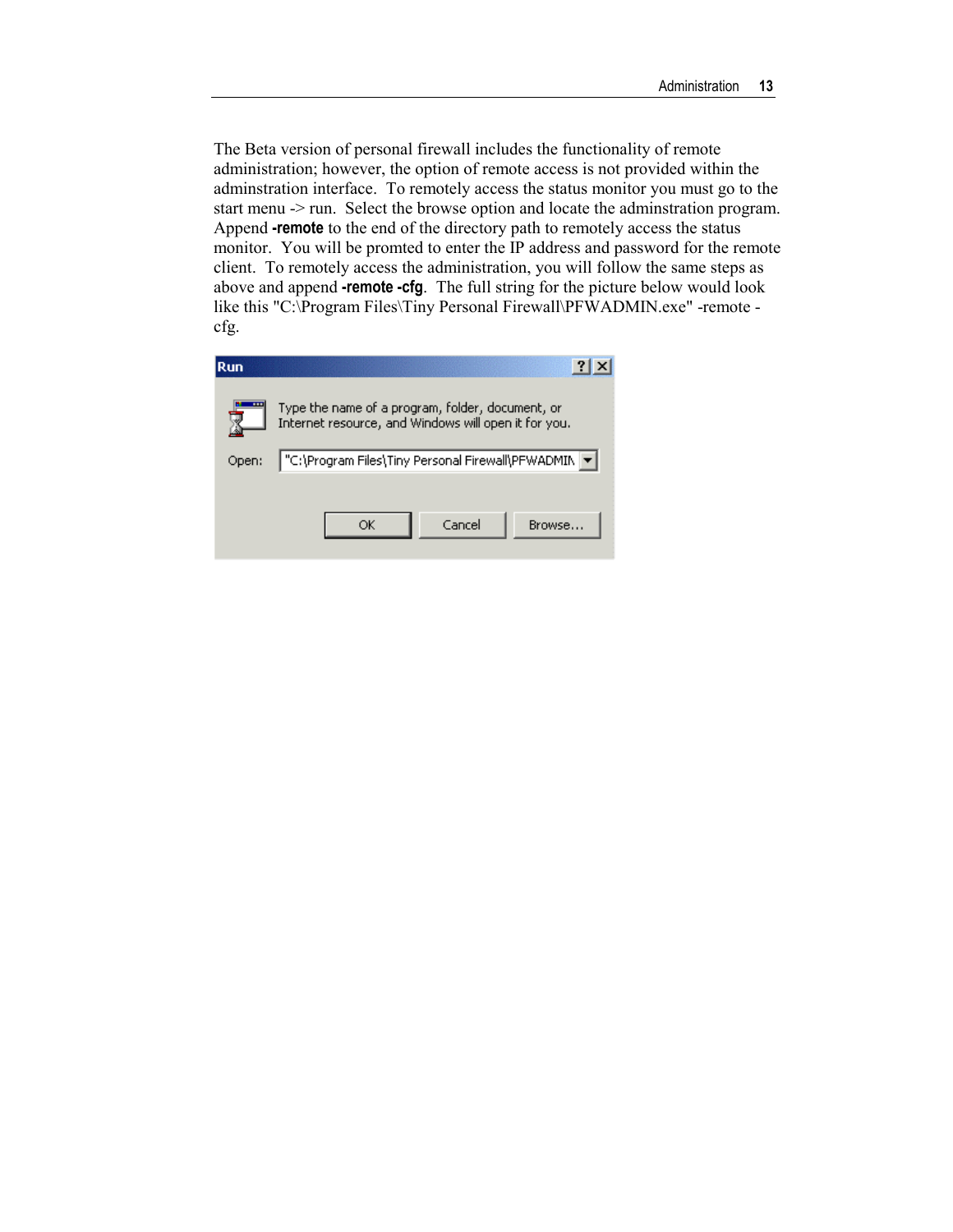The Beta version of personal firewall includes the functionality of remote administration; however, the option of remote access is not provided within the adminstration interface. To remotely access the status monitor you must go to the start menu -> run. Select the browse option and locate the adminstration program. Append **-remote** to the end of the directory path to remotely access the status monitor. You will be promted to enter the IP address and password for the remote client. To remotely access the administration, you will follow the same steps as above and append **-remote -cfg**. The full string for the picture below would look like this "C:\Program Files\Tiny Personal Firewall\PFWADMIN.exe" -remote -cfg.

**Run**

Type the name of a program, folder, document, or Internet resource, and Windows will open it for you.

Open: "C:\Program Files\Tiny Personal Firewall\PFWADMIN

OK | Cancel | Browse...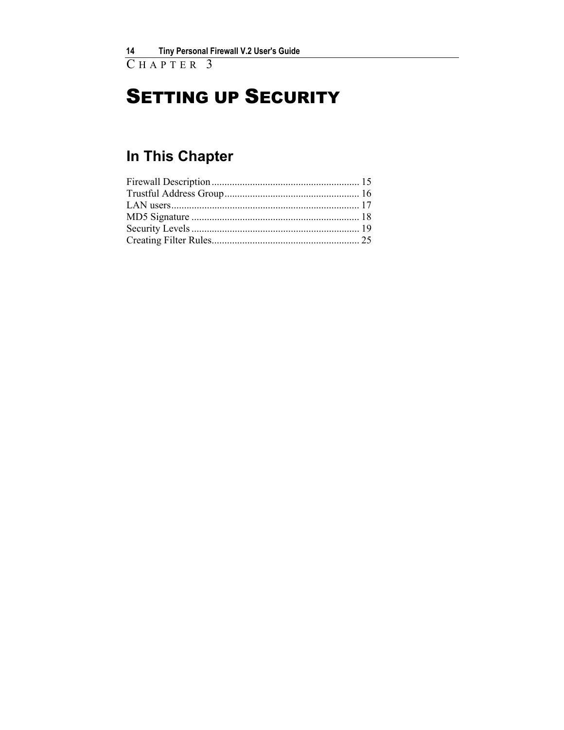CHAPTER 3

# SETTING UP SECURITY

## In This Chapter

Firewall Description .......................................................... 15
Trustful Address Group..................................................... 16
LAN users......................................................................... 17
MD5 Signature .................................................................. 18
Security Levels .................................................................. 19
Creating Filter Rules.......................................................... 25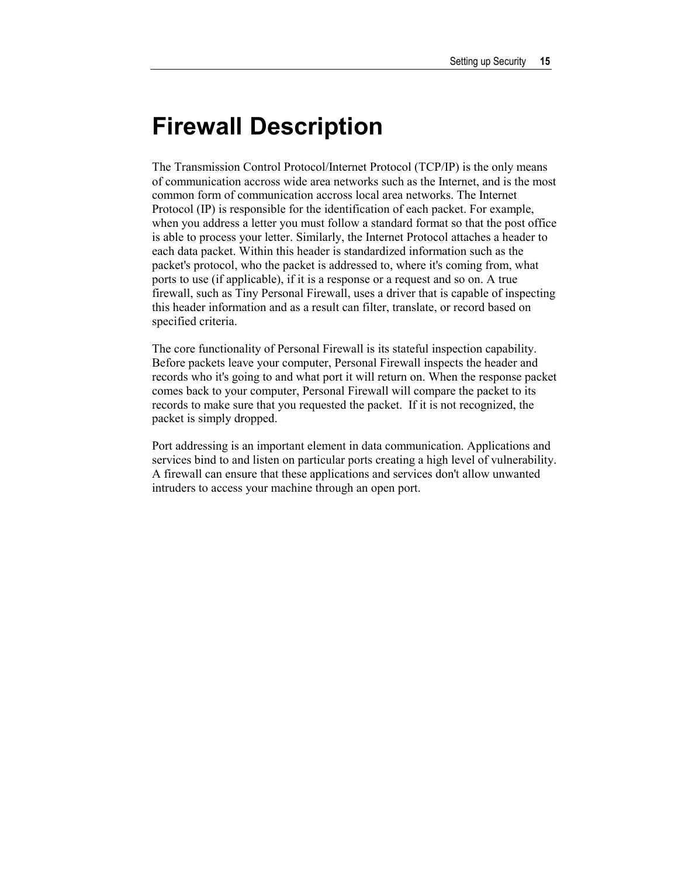# Firewall Description

The Transmission Control Protocol/Internet Protocol (TCP/IP) is the only means of communication accross wide area networks such as the Internet, and is the most common form of communication accross local area networks. The Internet Protocol (IP) is responsible for the identification of each packet. For example, when you address a letter you must follow a standard format so that the post office is able to process your letter. Similarly, the Internet Protocol attaches a header to each data packet. Within this header is standardized information such as the packet's protocol, who the packet is addressed to, where it's coming from, what ports to use (if applicable), if it is a response or a request and so on. A true firewall, such as Tiny Personal Firewall, uses a driver that is capable of inspecting this header information and as a result can filter, translate, or record based on specified criteria.

The core functionality of Personal Firewall is its stateful inspection capability. Before packets leave your computer, Personal Firewall inspects the header and records who it's going to and what port it will return on. When the response packet comes back to your computer, Personal Firewall will compare the packet to its records to make sure that you requested the packet. If it is not recognized, the packet is simply dropped.

Port addressing is an important element in data communication. Applications and services bind to and listen on particular ports creating a high level of vulnerability. A firewall can ensure that these applications and services don't allow unwanted intruders to access your machine through an open port.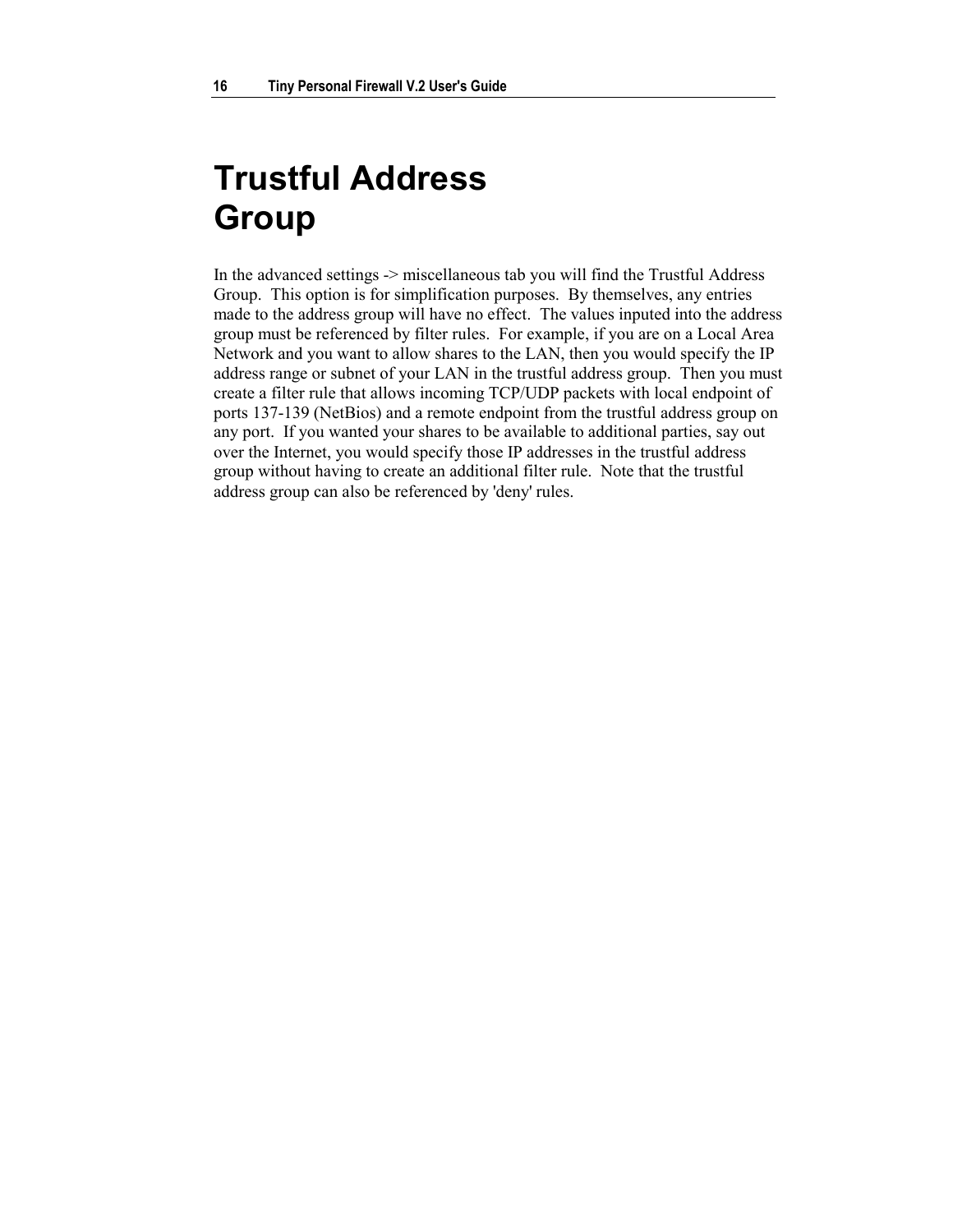# Trustful Address Group

In the advanced settings -> miscellaneous tab you will find the Trustful Address Group. This option is for simplification purposes. By themselves, any entries made to the address group will have no effect. The values inputed into the address group must be referenced by filter rules. For example, if you are on a Local Area Network and you want to allow shares to the LAN, then you would specify the IP address range or subnet of your LAN in the trustful address group. Then you must create a filter rule that allows incoming TCP/UDP packets with local endpoint of ports 137-139 (NetBios) and a remote endpoint from the trustful address group on any port. If you wanted your shares to be available to additional parties, say out over the Internet, you would specify those IP addresses in the trustful address group without having to create an additional filter rule. Note that the trustful address group can also be referenced by 'deny' rules.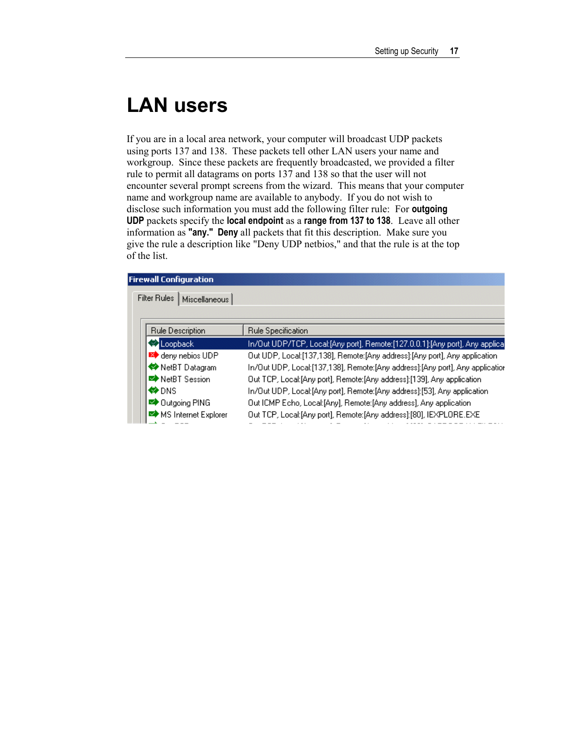# LAN users

If you are in a local area network, your computer will broadcast UDP packets using ports 137 and 138. These packets tell other LAN users your name and workgroup. Since these packets are frequently broadcasted, we provided a filter rule to permit all datagrams on ports 137 and 138 so that the user will not encounter several prompt screens from the wizard. This means that your computer name and workgroup name are available to anybody. If you do not wish to disclose such information you must add the following filter rule: For **outgoing UDP** packets specify the **local endpoint** as a **range from 137 to 138**. Leave all other information as **"any." Deny** all packets that fit this description. Make sure you give the rule a description like "Deny UDP netbios," and that the rule is at the top of the list.

**Firewall Configuration**

Filter Rules | Miscellaneous

| Rule Description | Rule Specification |
|---|---|
| Loopback | In/Out UDP/TCP, Local:[Any port], Remote:[127.0.0.1]:[Any port], Any applica |
| deny nebios UDP | Out UDP, Local:[137,138], Remote:[Any address]:[Any port], Any application |
| NetBT Datagram | In/Out UDP, Local:[137,138], Remote:[Any address]:[Any port], Any applicatior |
| NetBT Session | Out TCP, Local:[Any port], Remote:[Any address]:[139], Any application |
| DNS | In/Out UDP, Local:[Any port], Remote:[Any address]:[53], Any application |
| Outgoing PING | Out ICMP Echo, Local:[Any], Remote:[Any address], Any application |
| MS Internet Explorer | Out TCP, Local:[Any port], Remote:[Any address]:[80], IEXPLORE.EXE |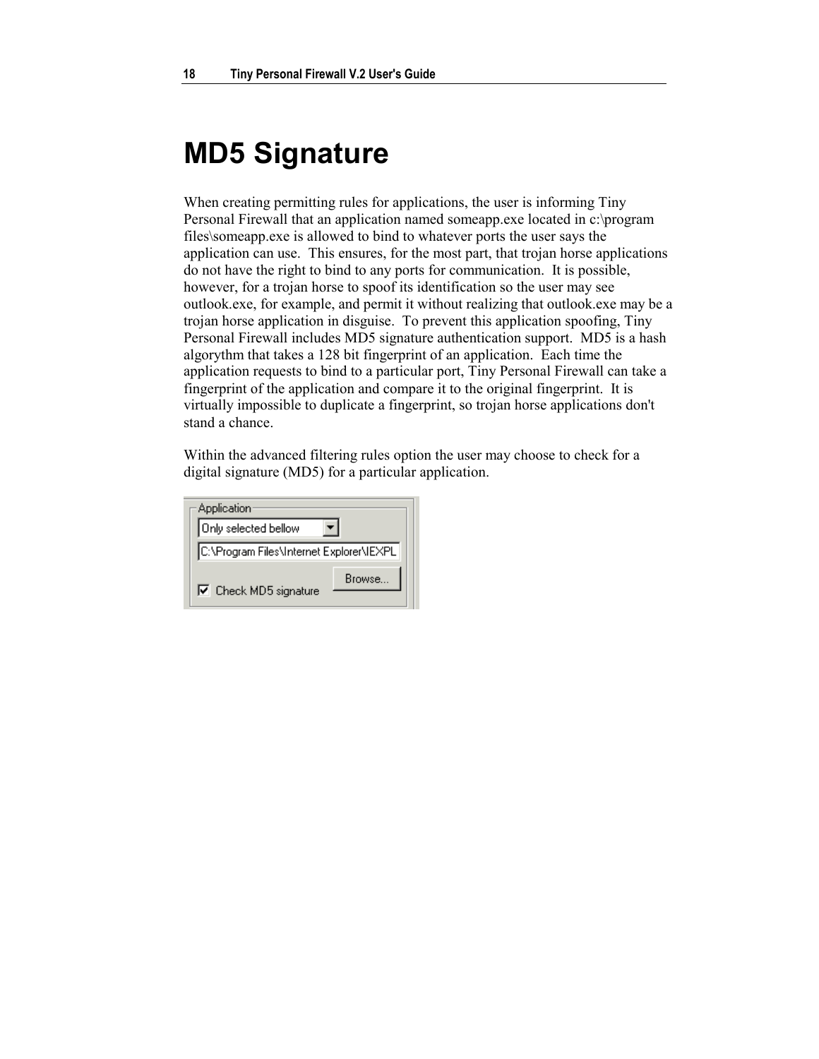# MD5 Signature

When creating permitting rules for applications, the user is informing Tiny Personal Firewall that an application named someapp.exe located in c:\program files\someapp.exe is allowed to bind to whatever ports the user says the application can use. This ensures, for the most part, that trojan horse applications do not have the right to bind to any ports for communication. It is possible, however, for a trojan horse to spoof its identification so the user may see outlook.exe, for example, and permit it without realizing that outlook.exe may be a trojan horse application in disguise. To prevent this application spoofing, Tiny Personal Firewall includes MD5 signature authentication support. MD5 is a hash algorythm that takes a 128 bit fingerprint of an application. Each time the application requests to bind to a particular port, Tiny Personal Firewall can take a fingerprint of the application and compare it to the original fingerprint. It is virtually impossible to duplicate a fingerprint, so trojan horse applications don't stand a chance.

Within the advanced filtering rules option the user may choose to check for a digital signature (MD5) for a particular application.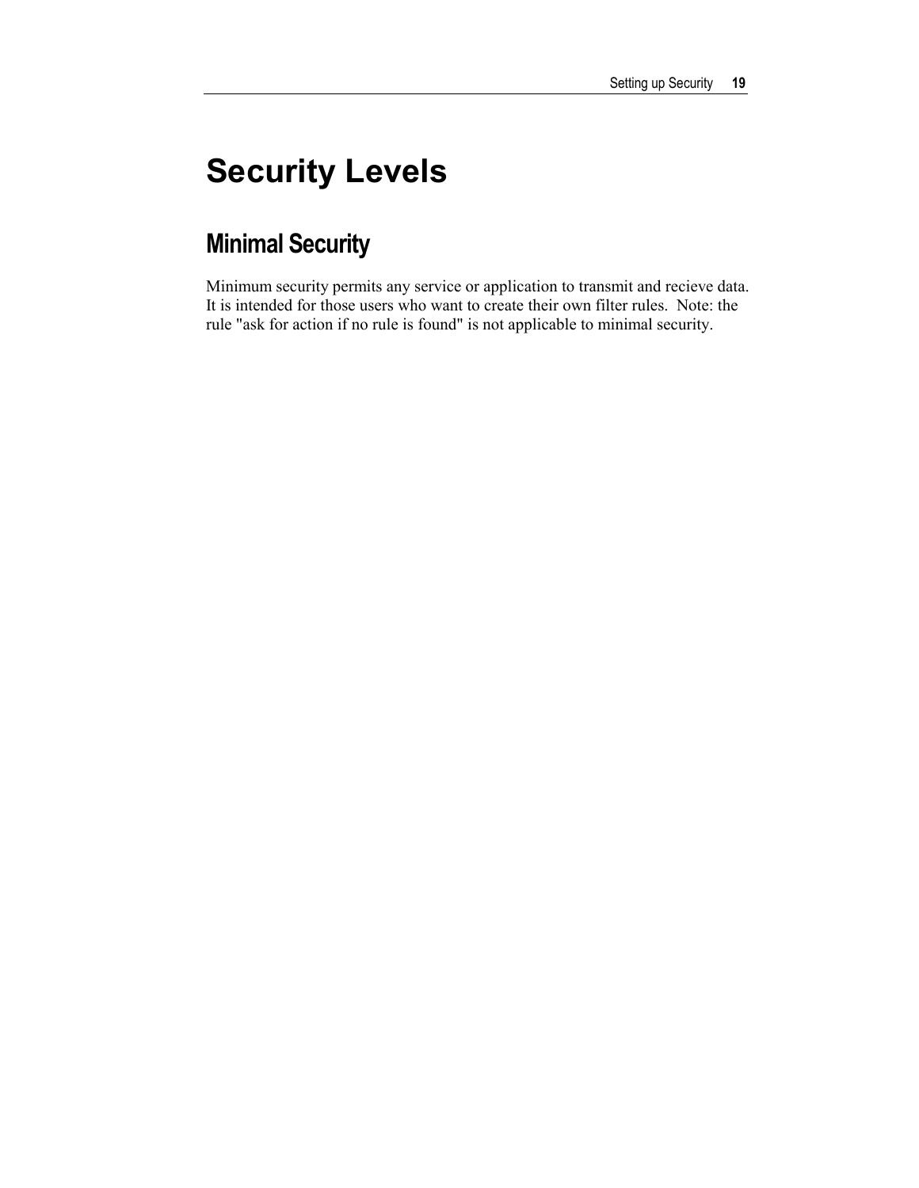# Security Levels

## Minimal Security

Minimum security permits any service or application to transmit and recieve data. It is intended for those users who want to create their own filter rules. Note: the rule "ask for action if no rule is found" is not applicable to minimal security.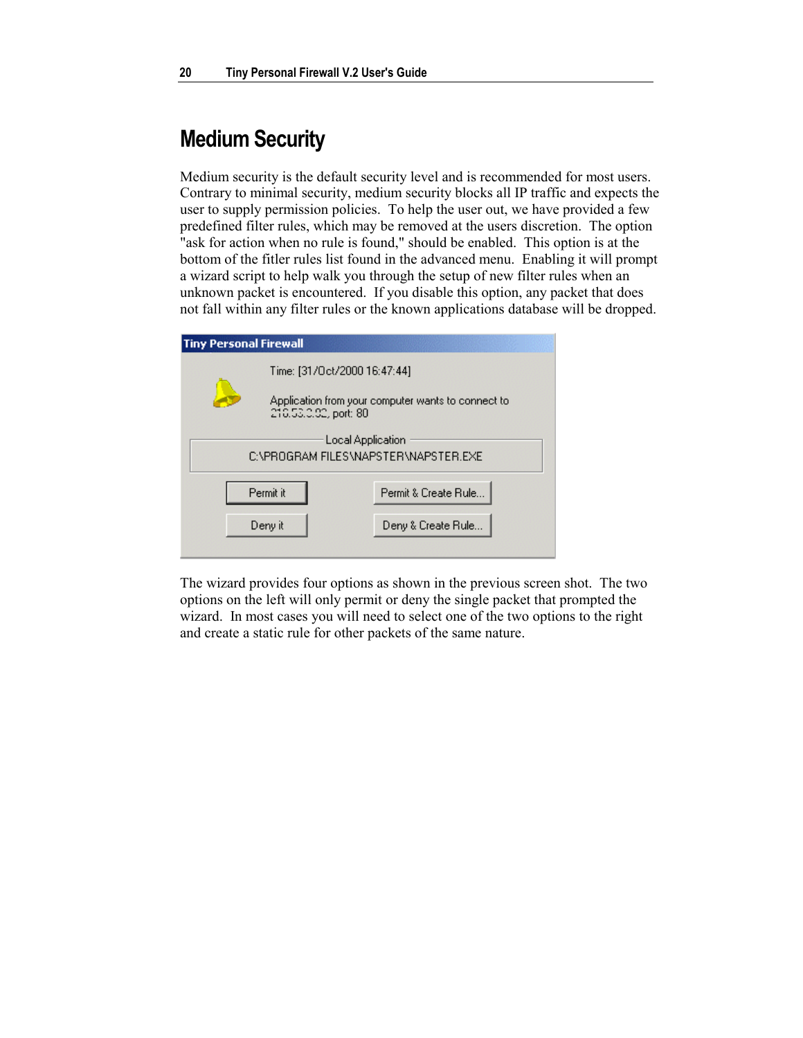# Medium Security

Medium security is the default security level and is recommended for most users. Contrary to minimal security, medium security blocks all IP traffic and expects the user to supply permission policies. To help the user out, we have provided a few predefined filter rules, which may be removed at the users discretion. The option "ask for action when no rule is found," should be enabled. This option is at the bottom of the fitler rules list found in the advanced menu. Enabling it will prompt a wizard script to help walk you through the setup of new filter rules when an unknown packet is encountered. If you disable this option, any packet that does not fall within any filter rules or the known applications database will be dropped.

The wizard provides four options as shown in the previous screen shot. The two options on the left will only permit or deny the single packet that prompted the wizard. In most cases you will need to select one of the two options to the right and create a static rule for other packets of the same nature.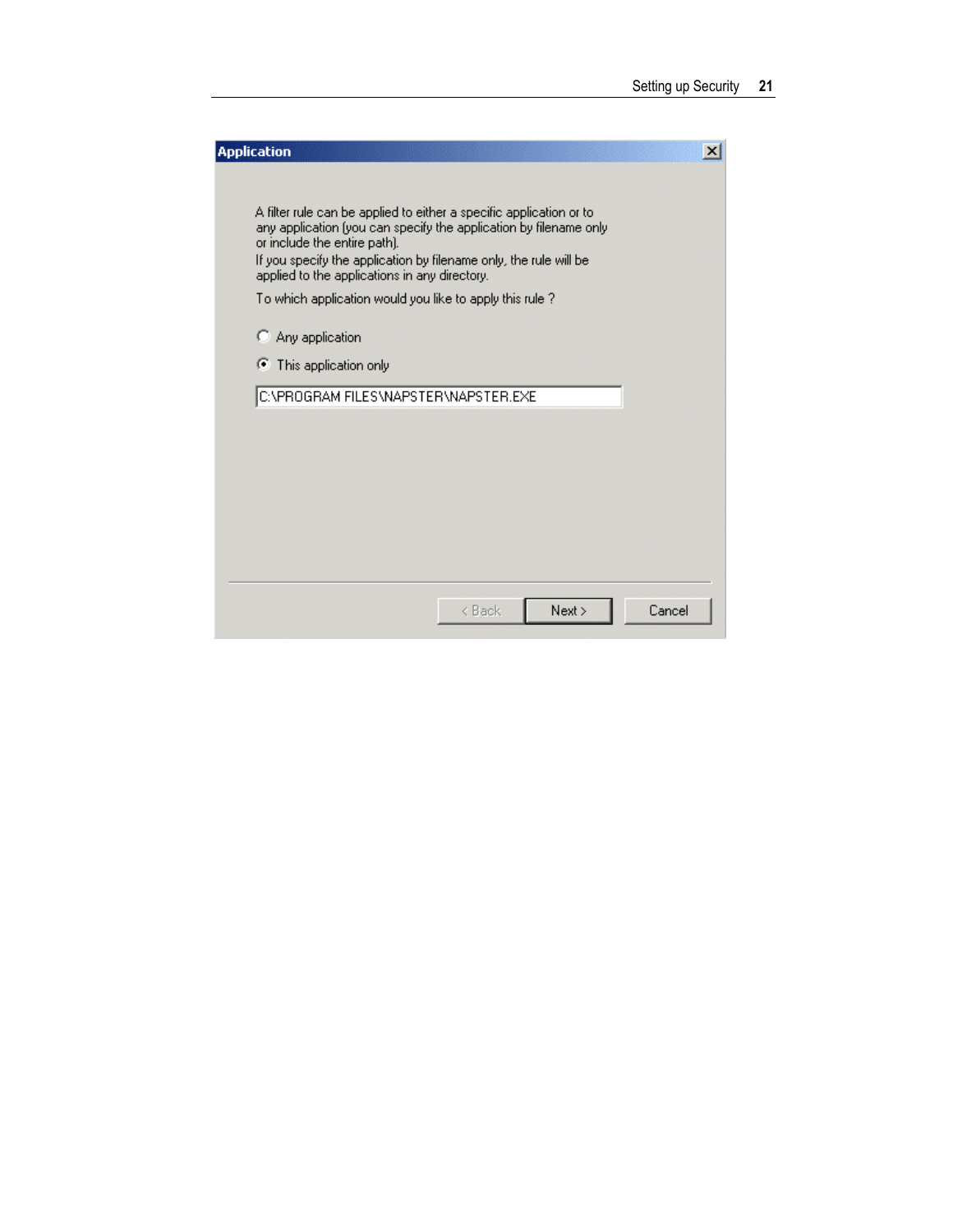**Application**

A filter rule can be applied to either a specific application or to any application (you can specify the application by filename only or include the entire path).
If you specify the application by filename only, the rule will be applied to the applications in any directory.

To which application would you like to apply this rule ?

- ○ Any application
- ◉ This application only

C:\PROGRAM FILES\NAPSTER\NAPSTER.EXE

< Back | Next > | Cancel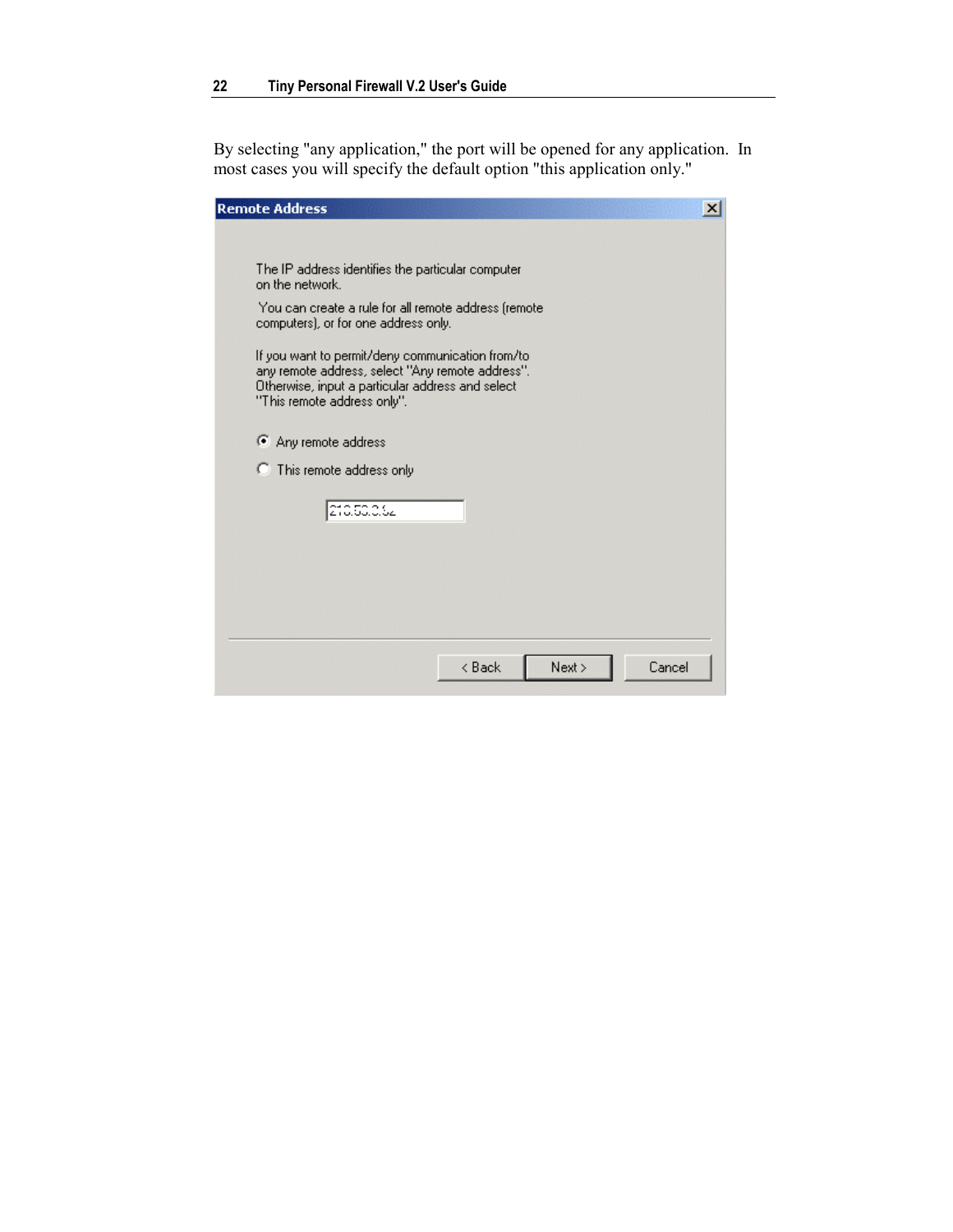By selecting "any application," the port will be opened for any application. In most cases you will specify the default option "this application only."

**Remote Address**

The IP address identifies the particular computer on the network.

You can create a rule for all remote address (remote computers), or for one address only.

If you want to permit/deny communication from/to any remote address, select "Any remote address". Otherwise, input a particular address and select "This remote address only".

- (•) Any remote address
- ( ) This remote address only

213.53.0.62

< Back | Next > | Cancel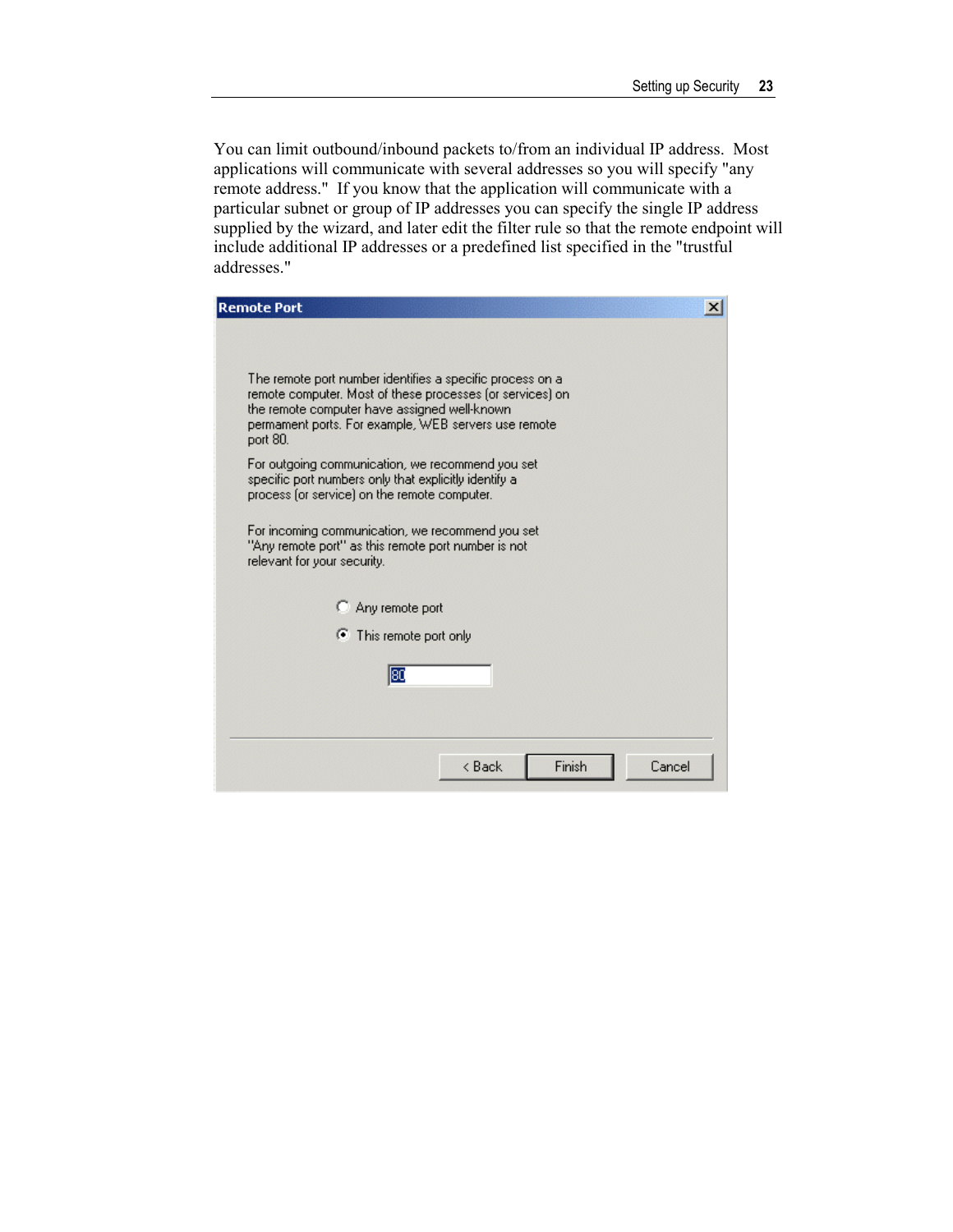You can limit outbound/inbound packets to/from an individual IP address. Most applications will communicate with several addresses so you will specify "any remote address." If you know that the application will communicate with a particular subnet or group of IP addresses you can specify the single IP address supplied by the wizard, and later edit the filter rule so that the remote endpoint will include additional IP addresses or a predefined list specified in the "trustful addresses."

**Remote Port**

The remote port number identifies a specific process on a remote computer. Most of these processes (or services) on the remote computer have assigned well-known permament ports. For example, WEB servers use remote port 80.

For outgoing communication, we recommend you set specific port numbers only that explicitly identify a process (or service) on the remote computer.

For incoming communication, we recommend you set "Any remote port" as this remote port number is not relevant for your security.

- ○ Any remote port
- ◉ This remote port only

80

< Back | Finish | Cancel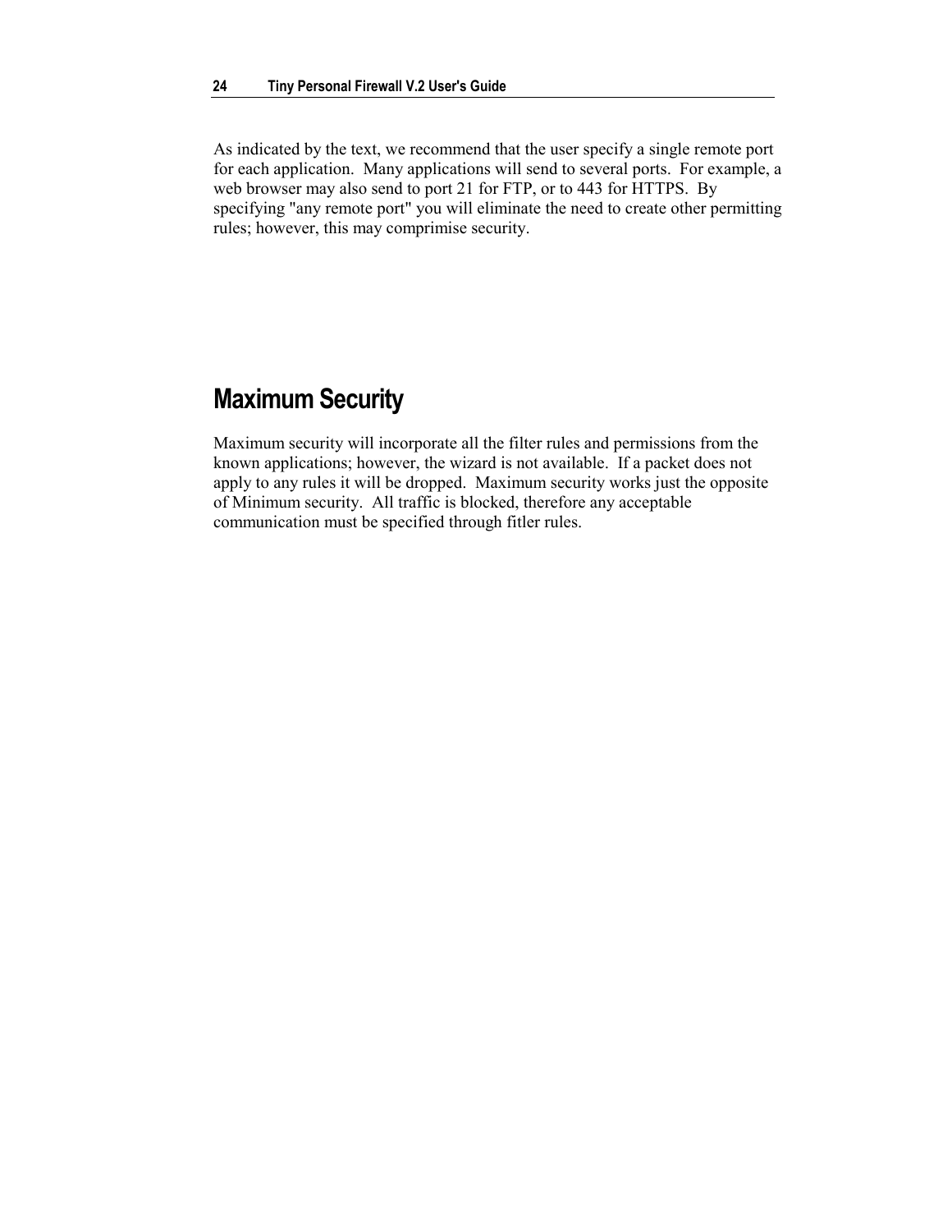As indicated by the text, we recommend that the user specify a single remote port for each application. Many applications will send to several ports. For example, a web browser may also send to port 21 for FTP, or to 443 for HTTPS. By specifying "any remote port" you will eliminate the need to create other permitting rules; however, this may comprimise security.

## Maximum Security

Maximum security will incorporate all the filter rules and permissions from the known applications; however, the wizard is not available. If a packet does not apply to any rules it will be dropped. Maximum security works just the opposite of Minimum security. All traffic is blocked, therefore any acceptable communication must be specified through fitler rules.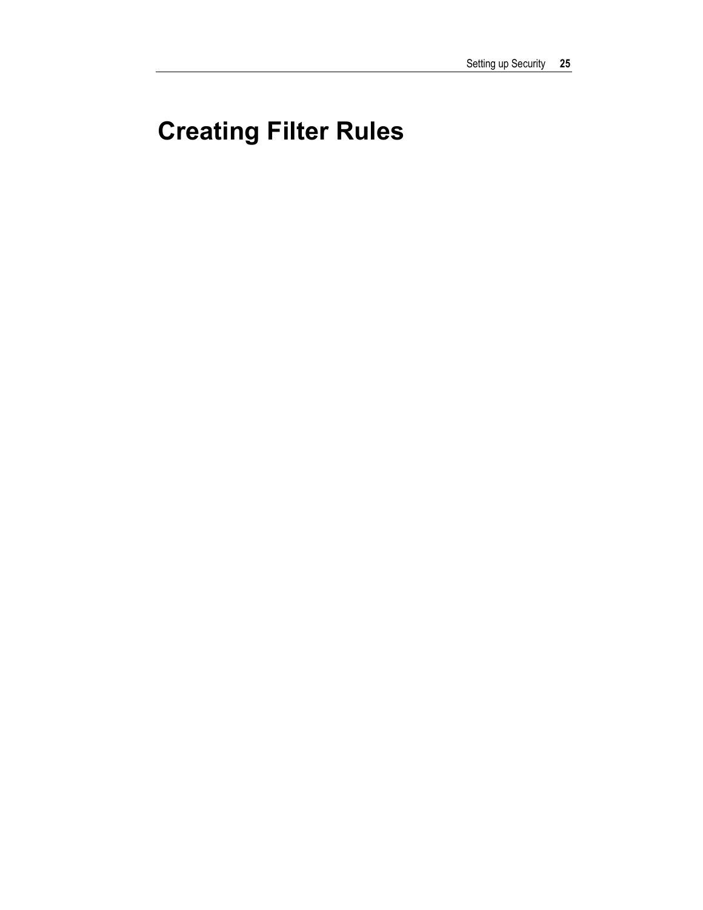# Creating Filter Rules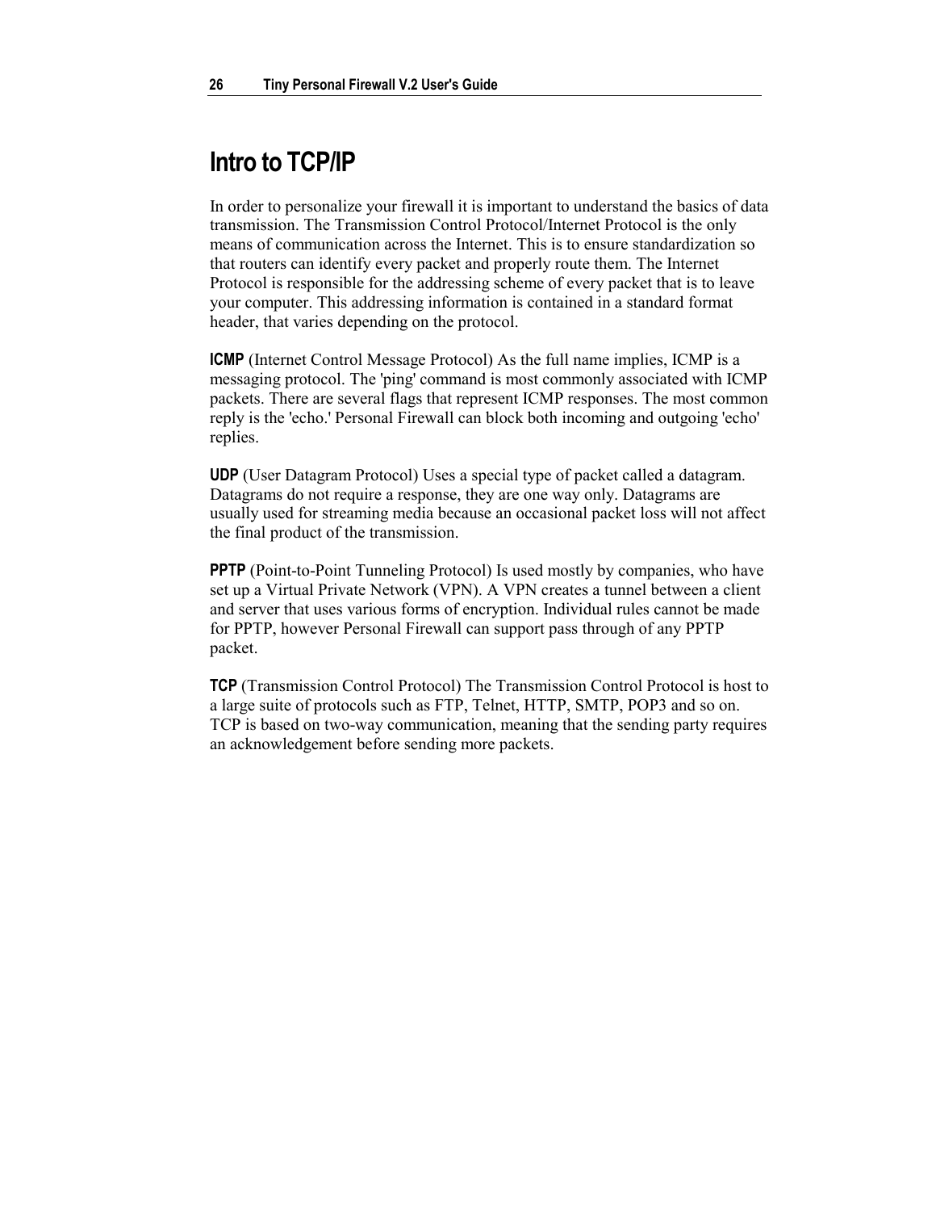# Intro to TCP/IP

In order to personalize your firewall it is important to understand the basics of data transmission. The Transmission Control Protocol/Internet Protocol is the only means of communication across the Internet. This is to ensure standardization so that routers can identify every packet and properly route them. The Internet Protocol is responsible for the addressing scheme of every packet that is to leave your computer. This addressing information is contained in a standard format header, that varies depending on the protocol.

**ICMP** (Internet Control Message Protocol) As the full name implies, ICMP is a messaging protocol. The 'ping' command is most commonly associated with ICMP packets. There are several flags that represent ICMP responses. The most common reply is the 'echo.' Personal Firewall can block both incoming and outgoing 'echo' replies.

**UDP** (User Datagram Protocol) Uses a special type of packet called a datagram. Datagrams do not require a response, they are one way only. Datagrams are usually used for streaming media because an occasional packet loss will not affect the final product of the transmission.

**PPTP** (Point-to-Point Tunneling Protocol) Is used mostly by companies, who have set up a Virtual Private Network (VPN). A VPN creates a tunnel between a client and server that uses various forms of encryption. Individual rules cannot be made for PPTP, however Personal Firewall can support pass through of any PPTP packet.

**TCP** (Transmission Control Protocol) The Transmission Control Protocol is host to a large suite of protocols such as FTP, Telnet, HTTP, SMTP, POP3 and so on. TCP is based on two-way communication, meaning that the sending party requires an acknowledgement before sending more packets.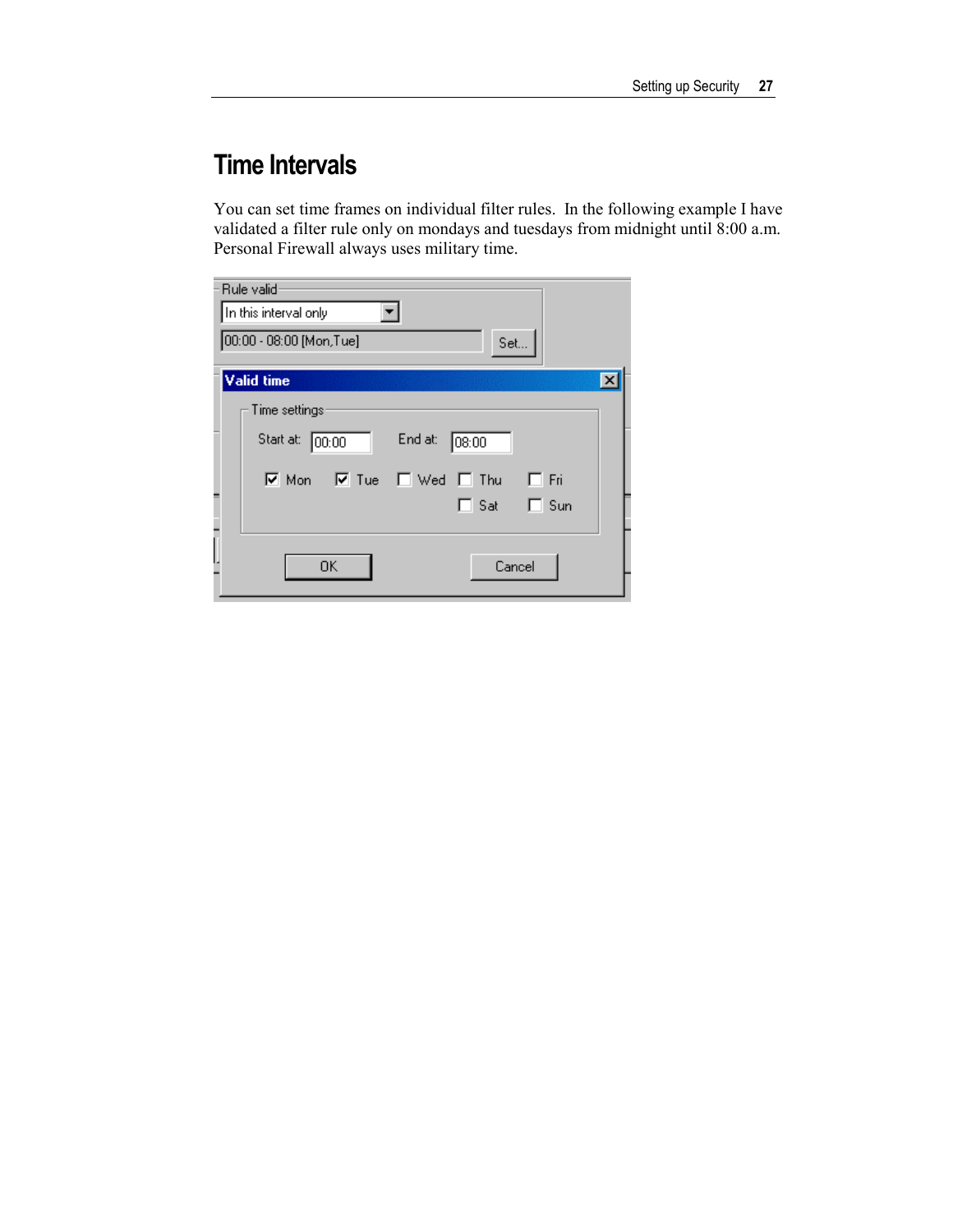# Time Intervals

You can set time frames on individual filter rules. In the following example I have validated a filter rule only on mondays and tuesdays from midnight until 8:00 a.m. Personal Firewall always uses military time.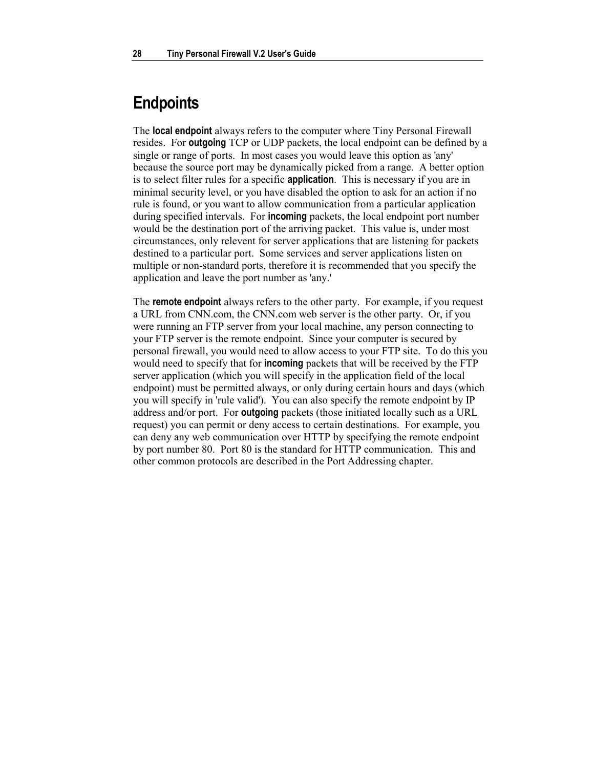## Endpoints

The **local endpoint** always refers to the computer where Tiny Personal Firewall resides. For **outgoing** TCP or UDP packets, the local endpoint can be defined by a single or range of ports. In most cases you would leave this option as 'any' because the source port may be dynamically picked from a range. A better option is to select filter rules for a specific **application**. This is necessary if you are in minimal security level, or you have disabled the option to ask for an action if no rule is found, or you want to allow communication from a particular application during specified intervals. For **incoming** packets, the local endpoint port number would be the destination port of the arriving packet. This value is, under most circumstances, only relevent for server applications that are listening for packets destined to a particular port. Some services and server applications listen on multiple or non-standard ports, therefore it is recommended that you specify the application and leave the port number as 'any.'

The **remote endpoint** always refers to the other party. For example, if you request a URL from CNN.com, the CNN.com web server is the other party. Or, if you were running an FTP server from your local machine, any person connecting to your FTP server is the remote endpoint. Since your computer is secured by personal firewall, you would need to allow access to your FTP site. To do this you would need to specify that for **incoming** packets that will be received by the FTP server application (which you will specify in the application field of the local endpoint) must be permitted always, or only during certain hours and days (which you will specify in 'rule valid'). You can also specify the remote endpoint by IP address and/or port. For **outgoing** packets (those initiated locally such as a URL request) you can permit or deny access to certain destinations. For example, you can deny any web communication over HTTP by specifying the remote endpoint by port number 80. Port 80 is the standard for HTTP communication. This and other common protocols are described in the Port Addressing chapter.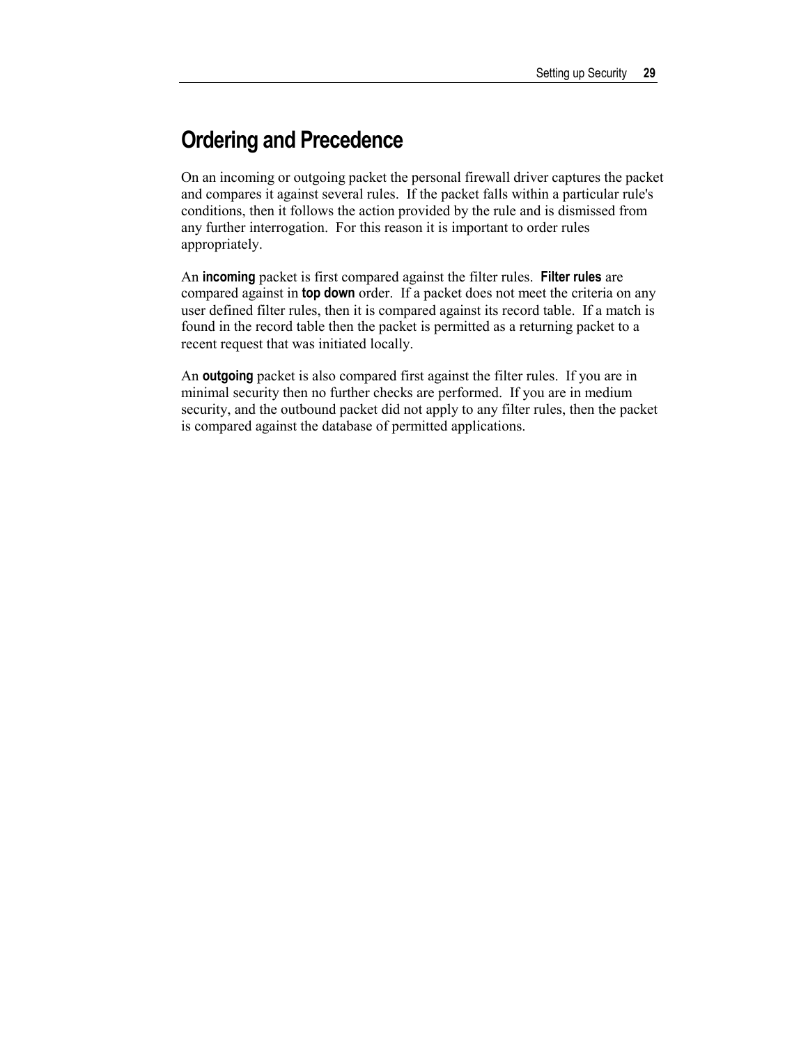# Ordering and Precedence

On an incoming or outgoing packet the personal firewall driver captures the packet and compares it against several rules. If the packet falls within a particular rule's conditions, then it follows the action provided by the rule and is dismissed from any further interrogation. For this reason it is important to order rules appropriately.

An **incoming** packet is first compared against the filter rules. **Filter rules** are compared against in **top down** order. If a packet does not meet the criteria on any user defined filter rules, then it is compared against its record table. If a match is found in the record table then the packet is permitted as a returning packet to a recent request that was initiated locally.

An **outgoing** packet is also compared first against the filter rules. If you are in minimal security then no further checks are performed. If you are in medium security, and the outbound packet did not apply to any filter rules, then the packet is compared against the database of permitted applications.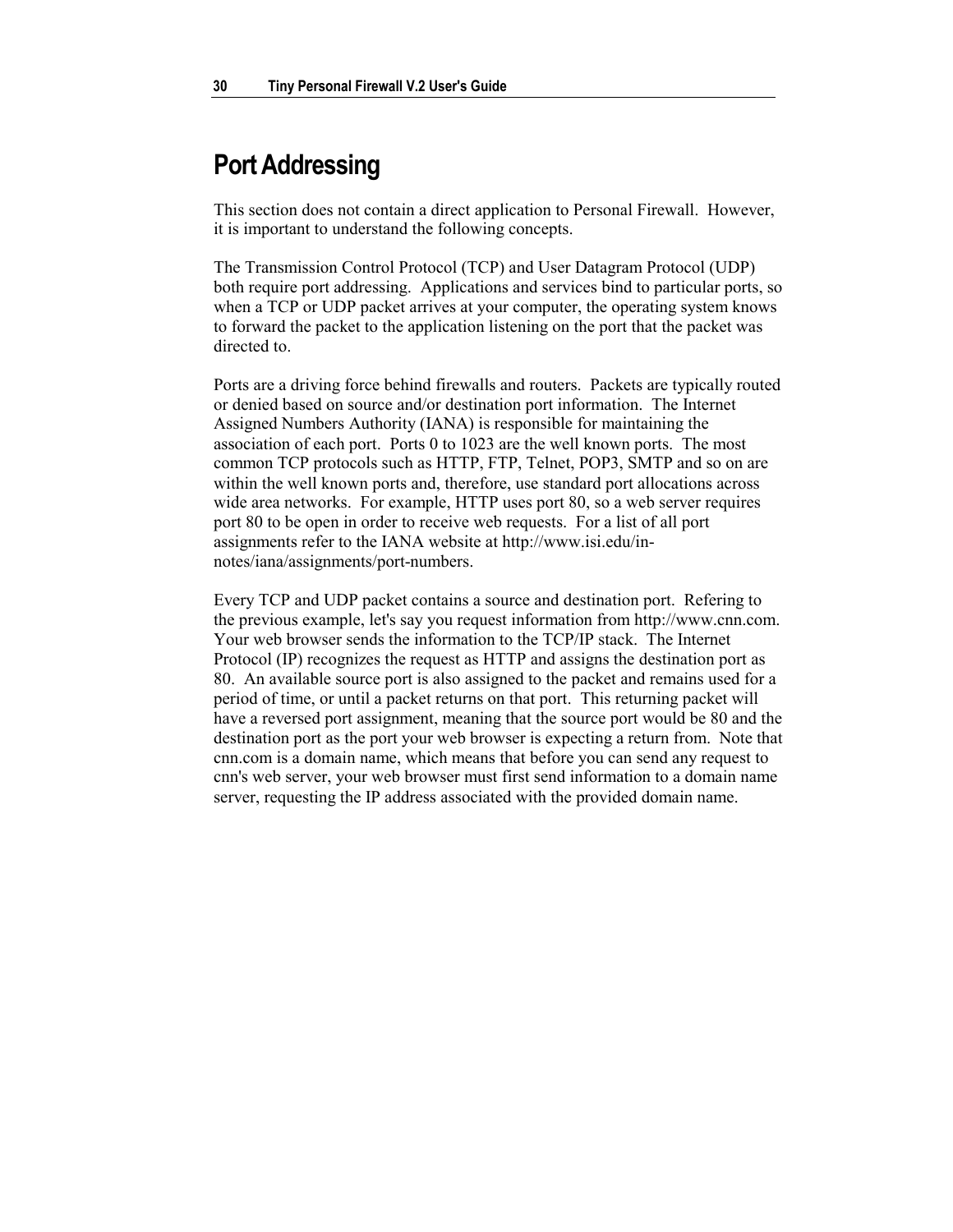# Port Addressing

This section does not contain a direct application to Personal Firewall. However, it is important to understand the following concepts.

The Transmission Control Protocol (TCP) and User Datagram Protocol (UDP) both require port addressing. Applications and services bind to particular ports, so when a TCP or UDP packet arrives at your computer, the operating system knows to forward the packet to the application listening on the port that the packet was directed to.

Ports are a driving force behind firewalls and routers. Packets are typically routed or denied based on source and/or destination port information. The Internet Assigned Numbers Authority (IANA) is responsible for maintaining the association of each port. Ports 0 to 1023 are the well known ports. The most common TCP protocols such as HTTP, FTP, Telnet, POP3, SMTP and so on are within the well known ports and, therefore, use standard port allocations across wide area networks. For example, HTTP uses port 80, so a web server requires port 80 to be open in order to receive web requests. For a list of all port assignments refer to the IANA website at http://www.isi.edu/in-notes/iana/assignments/port-numbers.

Every TCP and UDP packet contains a source and destination port. Refering to the previous example, let's say you request information from http://www.cnn.com. Your web browser sends the information to the TCP/IP stack. The Internet Protocol (IP) recognizes the request as HTTP and assigns the destination port as 80. An available source port is also assigned to the packet and remains used for a period of time, or until a packet returns on that port. This returning packet will have a reversed port assignment, meaning that the source port would be 80 and the destination port as the port your web browser is expecting a return from. Note that cnn.com is a domain name, which means that before you can send any request to cnn's web server, your web browser must first send information to a domain name server, requesting the IP address associated with the provided domain name.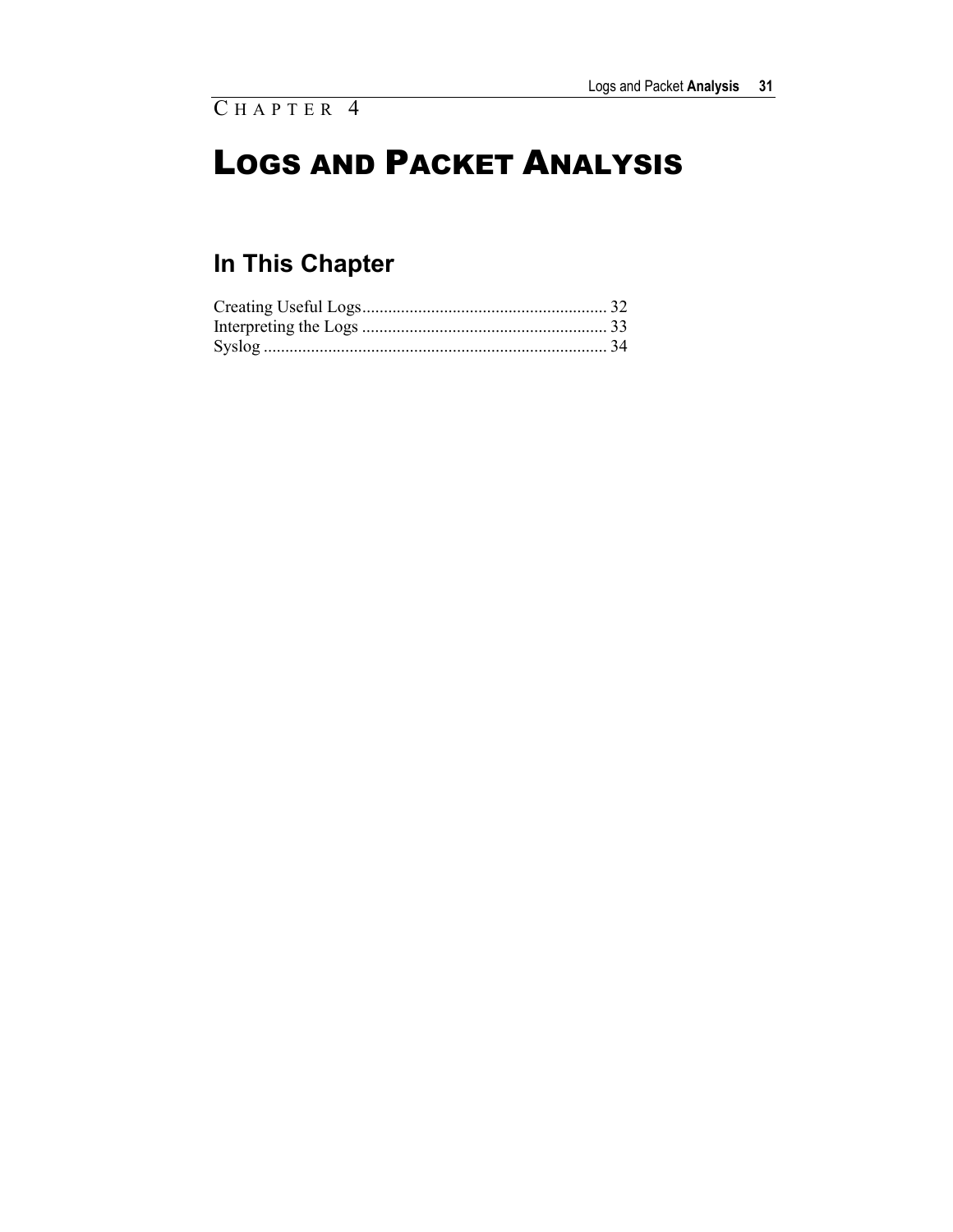CHAPTER 4

# LOGS AND PACKET ANALYSIS

## In This Chapter

Creating Useful Logs......................................................... 32
Interpreting the Logs ......................................................... 33
Syslog ................................................................................ 34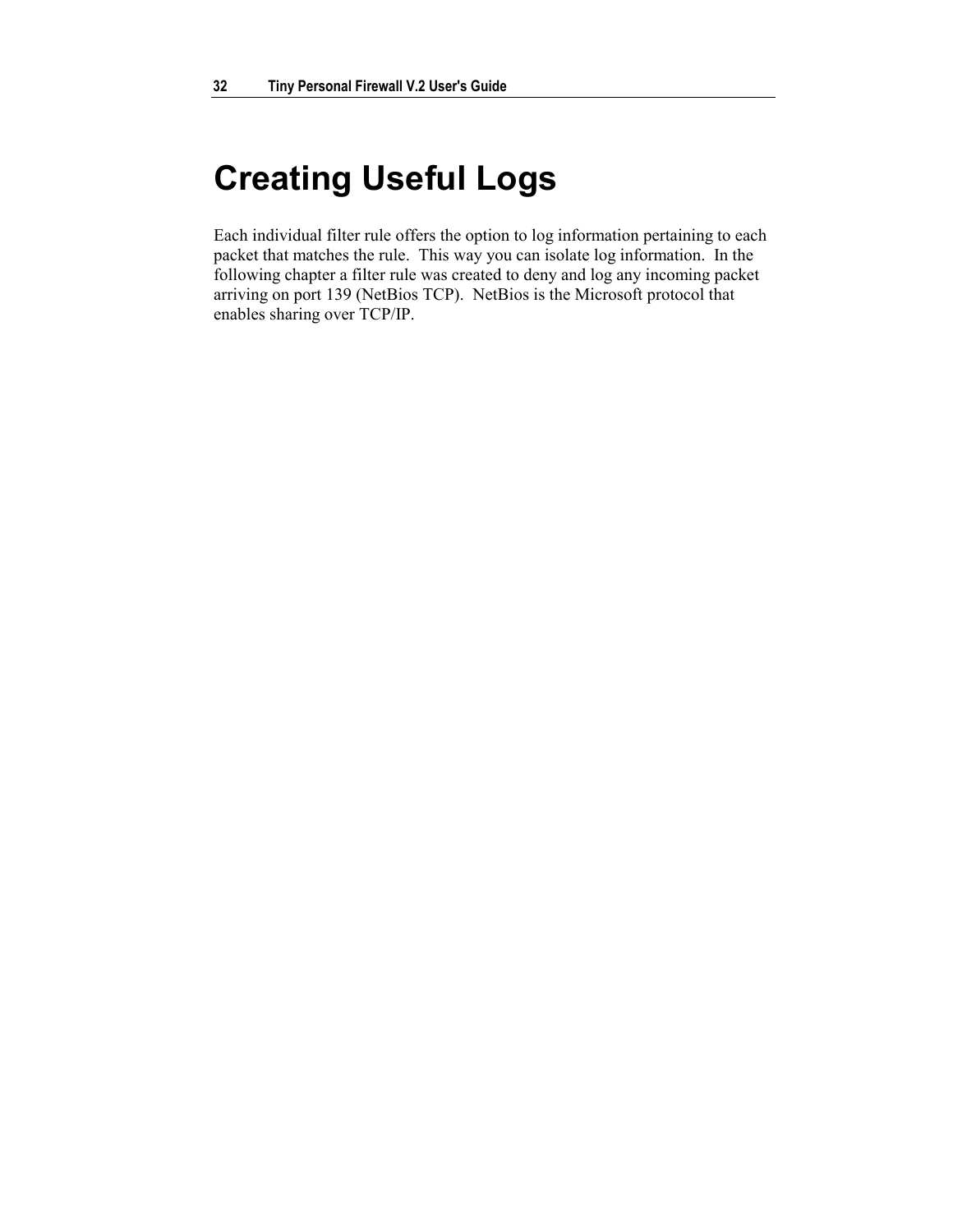# Creating Useful Logs

Each individual filter rule offers the option to log information pertaining to each packet that matches the rule.  This way you can isolate log information.  In the following chapter a filter rule was created to deny and log any incoming packet arriving on port 139 (NetBios TCP).  NetBios is the Microsoft protocol that enables sharing over TCP/IP.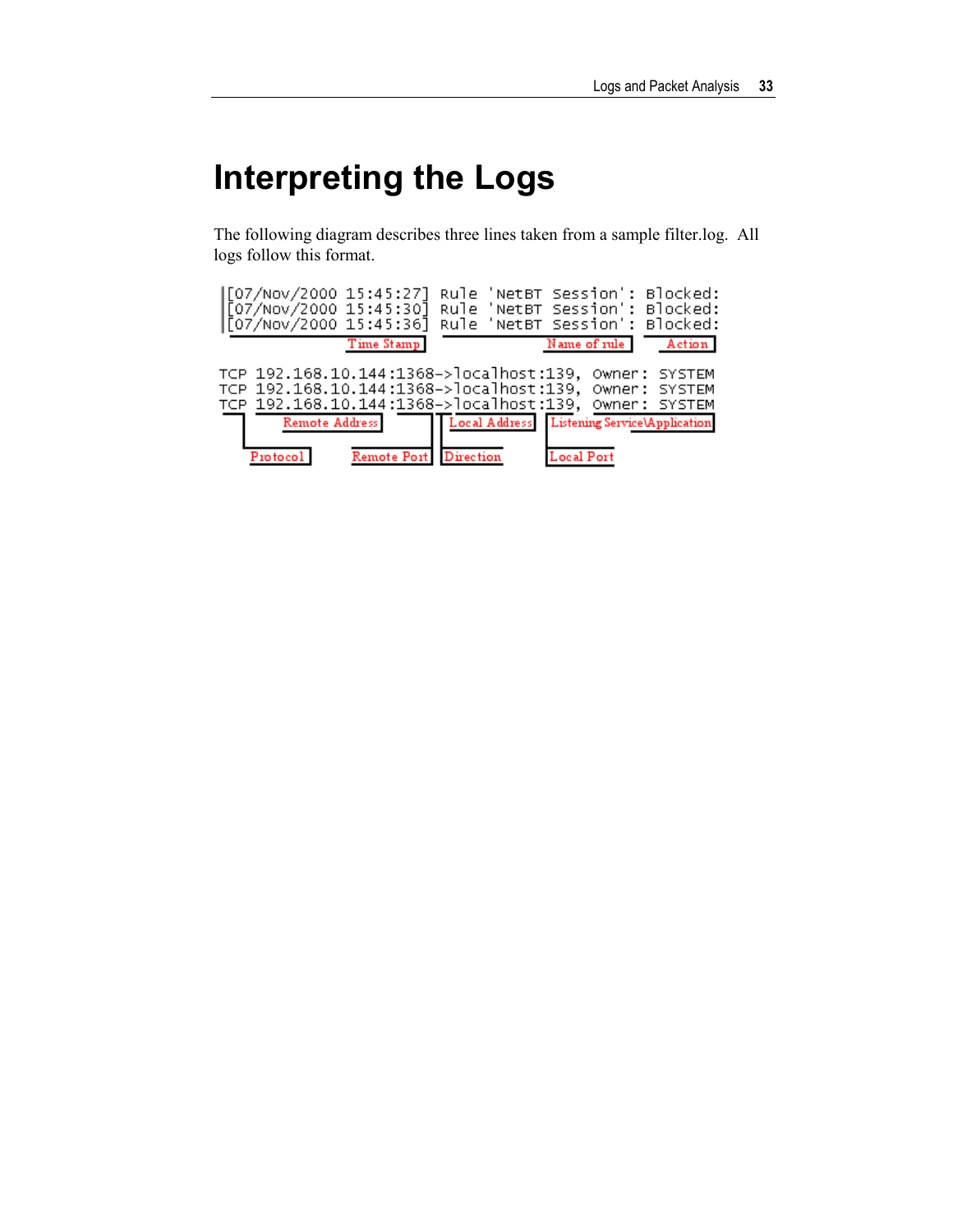# Interpreting the Logs

The following diagram describes three lines taken from a sample filter.log. All logs follow this format.

```
[07/Nov/2000 15:45:27] Rule 'NetBT Session': Blocked:
[07/Nov/2000 15:45:30] Rule 'NetBT Session': Blocked:
[07/Nov/2000 15:45:36] Rule 'NetBT Session': Blocked:
               Time Stamp          Name of rule    Action

TCP 192.168.10.144:1368->localhost:139, Owner: SYSTEM
TCP 192.168.10.144:1368->localhost:139, Owner: SYSTEM
TCP 192.168.10.144:1368->localhost:139, Owner: SYSTEM
       Remote Address        Local Address  Listening Service\Application

   Protocol        Remote Port  Direction    Local Port
```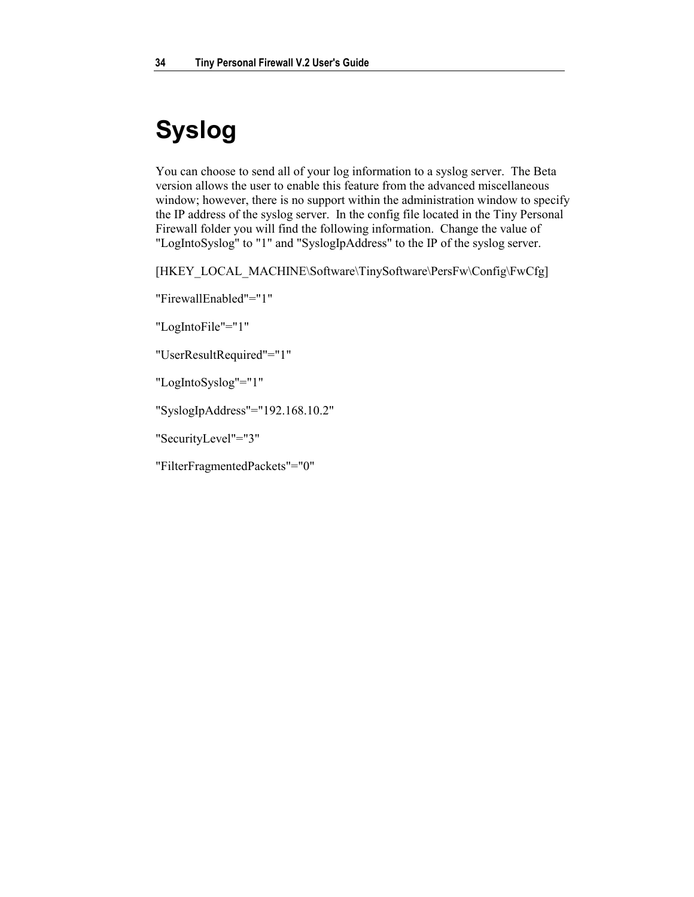# Syslog

You can choose to send all of your log information to a syslog server.  The Beta version allows the user to enable this feature from the advanced miscellaneous window; however, there is no support within the administration window to specify the IP address of the syslog server.  In the config file located in the Tiny Personal Firewall folder you will find the following information.  Change the value of "LogIntoSyslog" to "1" and "SyslogIpAddress" to the IP of the syslog server.

[HKEY_LOCAL_MACHINE\Software\TinySoftware\PersFw\Config\FwCfg]

"FirewallEnabled"="1"

"LogIntoFile"="1"

"UserResultRequired"="1"

"LogIntoSyslog"="1"

"SyslogIpAddress"="192.168.10.2"

"SecurityLevel"="3"

"FilterFragmentedPackets"="0"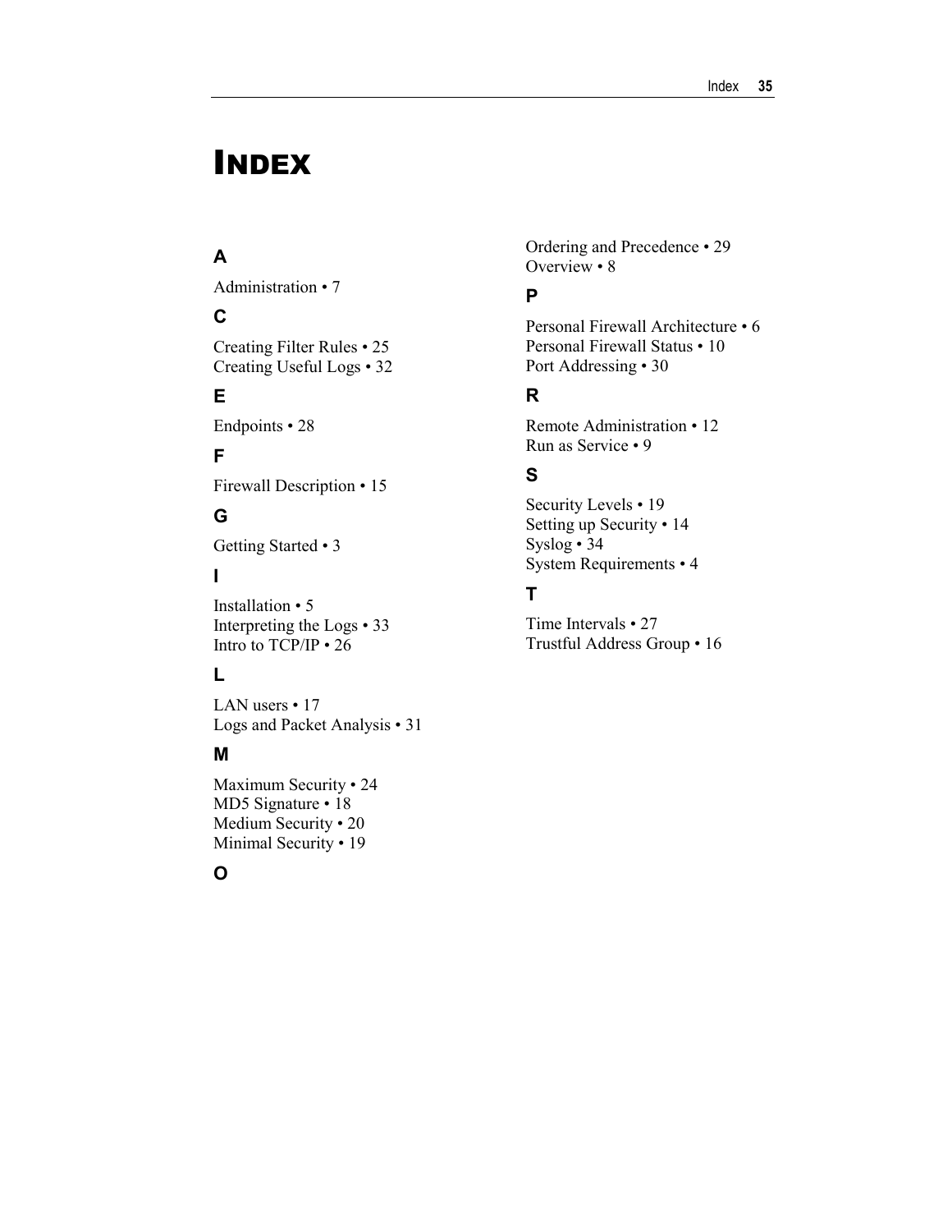# INDEX

## A

Administration • 7

## C

Creating Filter Rules • 25
Creating Useful Logs • 32

## E

Endpoints • 28

## F

Firewall Description • 15

## G

Getting Started • 3

## I

Installation • 5
Interpreting the Logs • 33
Intro to TCP/IP • 26

## L

LAN users • 17
Logs and Packet Analysis • 31

## M

Maximum Security • 24
MD5 Signature • 18
Medium Security • 20
Minimal Security • 19

## O

Ordering and Precedence • 29
Overview • 8

## P

Personal Firewall Architecture • 6
Personal Firewall Status • 10
Port Addressing • 30

## R

Remote Administration • 12
Run as Service • 9

## S

Security Levels • 19
Setting up Security • 14
Syslog • 34
System Requirements • 4

## T

Time Intervals • 27
Trustful Address Group • 16